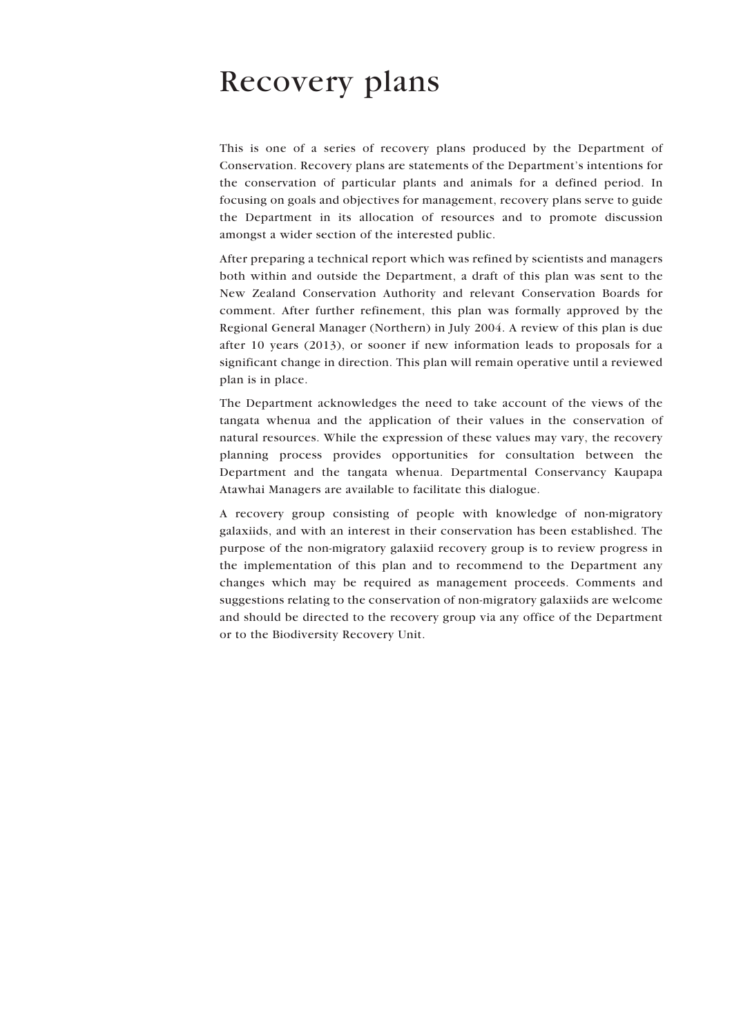# Recovery plans

This is one of a series of recovery plans produced by the Department of Conservation. Recovery plans are statements of the Department's intentions for the conservation of particular plants and animals for a defined period. In focusing on goals and objectives for management, recovery plans serve to guide the Department in its allocation of resources and to promote discussion amongst a wider section of the interested public.

After preparing a technical report which was refined by scientists and managers both within and outside the Department, a draft of this plan was sent to the New Zealand Conservation Authority and relevant Conservation Boards for comment. After further refinement, this plan was formally approved by the Regional General Manager (Northern) in July 2004. A review of this plan is due after 10 years (2013), or sooner if new information leads to proposals for a significant change in direction. This plan will remain operative until a reviewed plan is in place.

The Department acknowledges the need to take account of the views of the tangata whenua and the application of their values in the conservation of natural resources. While the expression of these values may vary, the recovery planning process provides opportunities for consultation between the Department and the tangata whenua. Departmental Conservancy Kaupapa Atawhai Managers are available to facilitate this dialogue.

A recovery group consisting of people with knowledge of non-migratory galaxiids, and with an interest in their conservation has been established. The purpose of the non-migratory galaxiid recovery group is to review progress in the implementation of this plan and to recommend to the Department any changes which may be required as management proceeds. Comments and suggestions relating to the conservation of non-migratory galaxiids are welcome and should be directed to the recovery group via any office of the Department or to the Biodiversity Recovery Unit.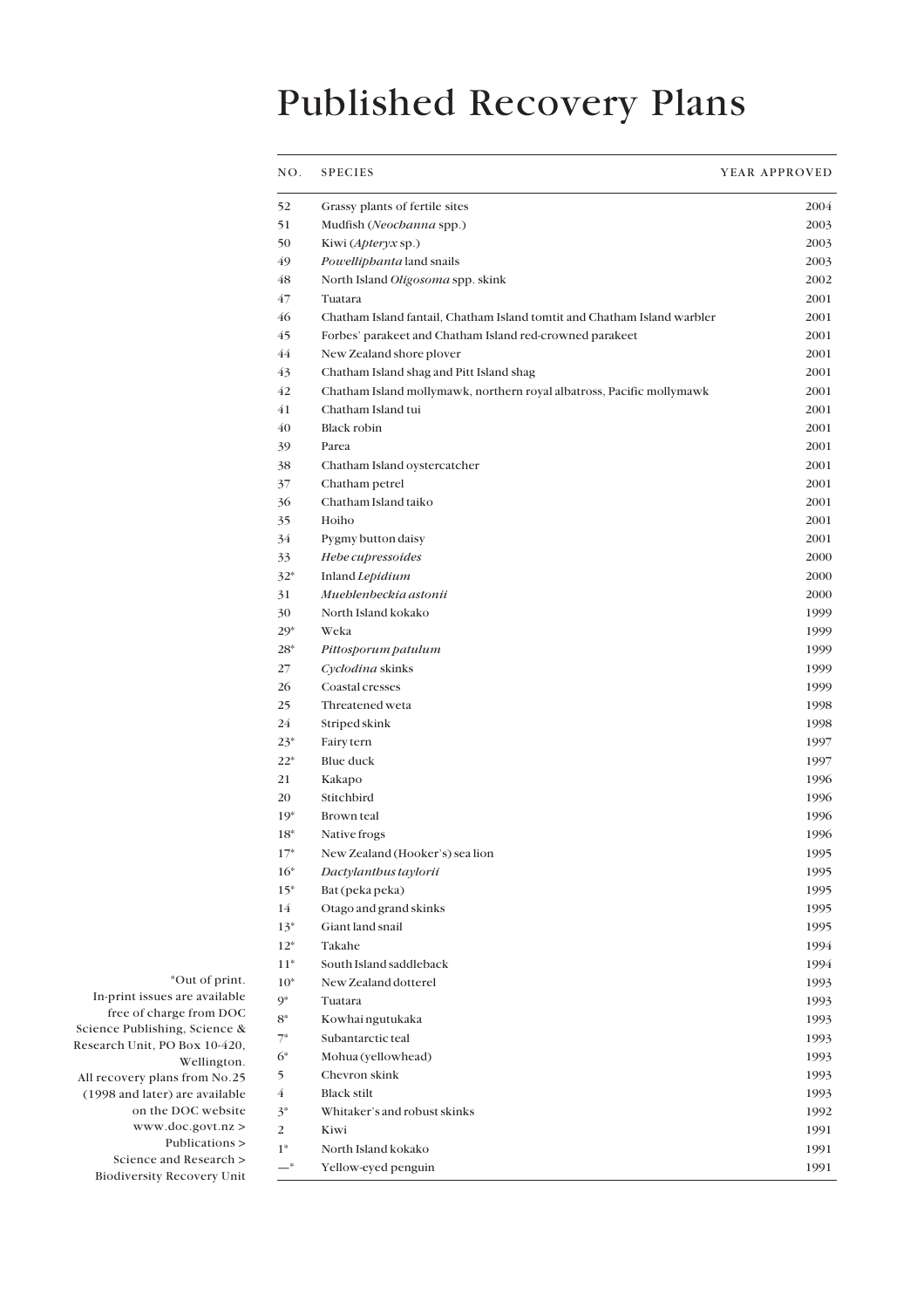# Published Recovery Plans

| NO. | SPECIES | YEAR APPROVED |
|---|---|---|
| 52 | Grassy plants of fertile sites | 2004 |
| 51 | Mudfish (*Neochanna* spp.) | 2003 |
| 50 | Kiwi (*Apteryx* sp.) | 2003 |
| 49 | *Powelliphanta* land snails | 2003 |
| 48 | North Island *Oligosoma* spp. skink | 2002 |
| 47 | Tuatara | 2001 |
| 46 | Chatham Island fantail, Chatham Island tomtit and Chatham Island warbler | 2001 |
| 45 | Forbes' parakeet and Chatham Island red-crowned parakeet | 2001 |
| 44 | New Zealand shore plover | 2001 |
| 43 | Chatham Island shag and Pitt Island shag | 2001 |
| 42 | Chatham Island mollymawk, northern royal albatross, Pacific mollymawk | 2001 |
| 41 | Chatham Island tui | 2001 |
| 40 | Black robin | 2001 |
| 39 | Parea | 2001 |
| 38 | Chatham Island oystercatcher | 2001 |
| 37 | Chatham petrel | 2001 |
| 36 | Chatham Island taiko | 2001 |
| 35 | Hoiho | 2001 |
| 34 | Pygmy button daisy | 2001 |
| 33 | *Hebe cupressoides* | 2000 |
| 32* | Inland *Lepidium* | 2000 |
| 31 | *Muehlenbeckia astonii* | 2000 |
| 30 | North Island kokako | 1999 |
| 29* | Weka | 1999 |
| 28* | *Pittosporum patulum* | 1999 |
| 27 | *Cyclodina* skinks | 1999 |
| 26 | Coastal cresses | 1999 |
| 25 | Threatened weta | 1998 |
| 24 | Striped skink | 1998 |
| 23* | Fairy tern | 1997 |
| 22* | Blue duck | 1997 |
| 21 | Kakapo | 1996 |
| 20 | Stitchbird | 1996 |
| 19* | Brown teal | 1996 |
| 18* | Native frogs | 1996 |
| 17* | New Zealand (Hooker's) sea lion | 1995 |
| 16* | *Dactylanthus taylorii* | 1995 |
| 15* | Bat (peka peka) | 1995 |
| 14 | Otago and grand skinks | 1995 |
| 13* | Giant land snail | 1995 |
| 12* | Takahe | 1994 |
| 11* | South Island saddleback | 1994 |
| 10* | New Zealand dotterel | 1993 |
| 9* | Tuatara | 1993 |
| 8* | Kowhai ngutukaka | 1993 |
| 7* | Subantarctic teal | 1993 |
| 6* | Mohua (yellowhead) | 1993 |
| 5 | Chevron skink | 1993 |
| 4 | Black stilt | 1993 |
| 3* | Whitaker's and robust skinks | 1992 |
| 2 | Kiwi | 1991 |
| 1* | North Island kokako | 1991 |
| —* | Yellow-eyed penguin | 1991 |

*Out of print.
In-print issues are available free of charge from DOC Science Publishing, Science & Research Unit, PO Box 10-420, Wellington.
All recovery plans from No.25 (1998 and later) are available on the DOC website www.doc.govt.nz > Publications > Science and Research > Biodiversity Recovery Unit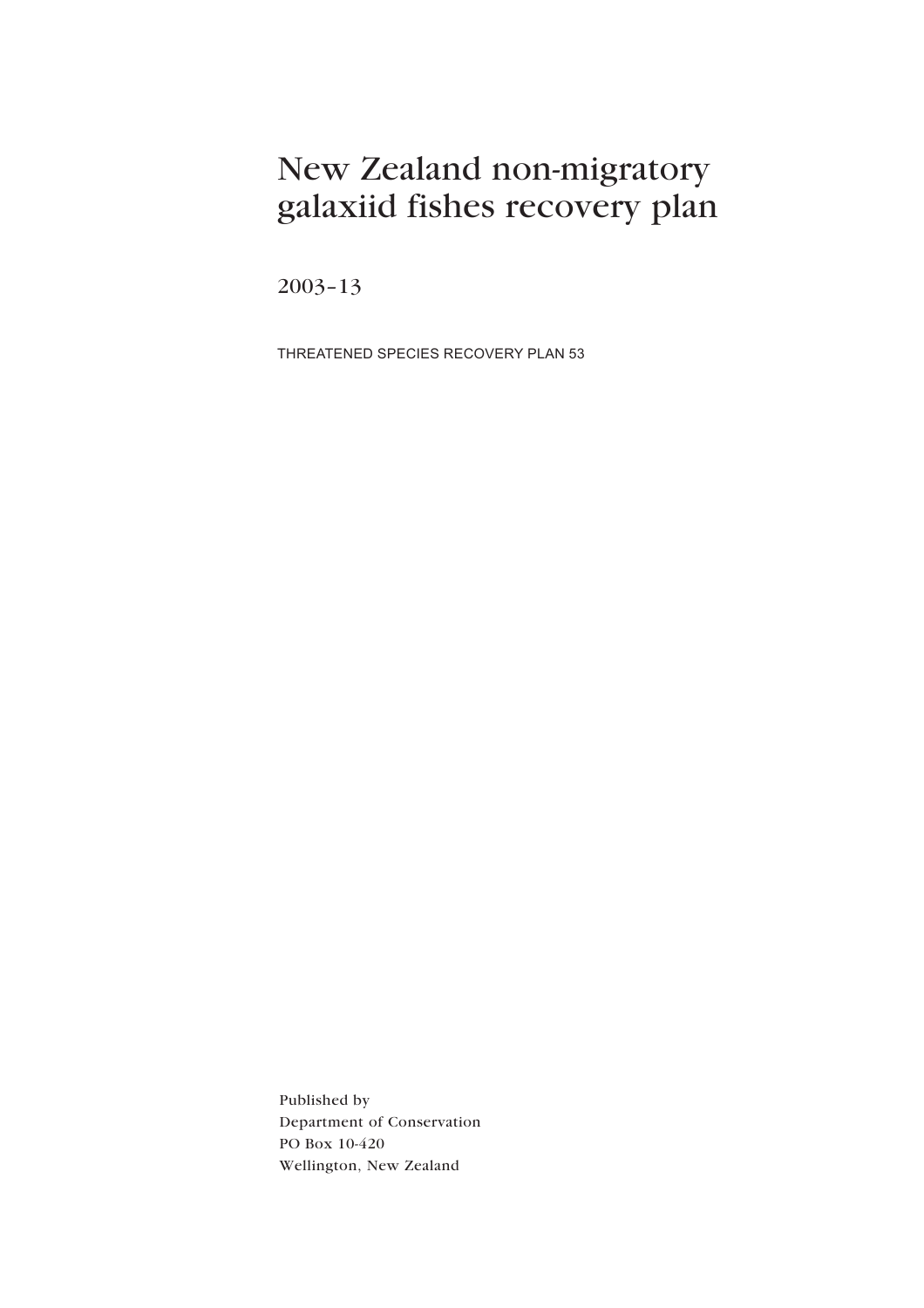# New Zealand non-migratory galaxiid fishes recovery plan

2003–13

THREATENED SPECIES RECOVERY PLAN 53

Published by
Department of Conservation
PO Box 10-420
Wellington, New Zealand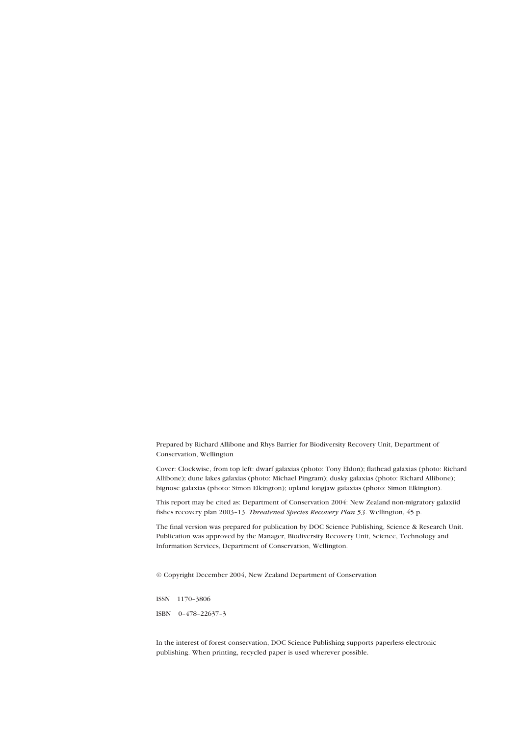Prepared by Richard Allibone and Rhys Barrier for Biodiversity Recovery Unit, Department of Conservation, Wellington

Cover: Clockwise, from top left: dwarf galaxias (photo: Tony Eldon); flathead galaxias (photo: Richard Allibone); dune lakes galaxias (photo: Michael Pingram); dusky galaxias (photo: Richard Allibone); bignose galaxias (photo: Simon Elkington); upland longjaw galaxias (photo: Simon Elkington).

This report may be cited as: Department of Conservation 2004: New Zealand non-migratory galaxiid fishes recovery plan 2003–13. *Threatened Species Recovery Plan 53*. Wellington, 45 p.

The final version was prepared for publication by DOC Science Publishing, Science & Research Unit. Publication was approved by the Manager, Biodiversity Recovery Unit, Science, Technology and Information Services, Department of Conservation, Wellington.

© Copyright December 2004, New Zealand Department of Conservation

ISSN 1170–3806

ISBN 0–478–22637–3

In the interest of forest conservation, DOC Science Publishing supports paperless electronic publishing. When printing, recycled paper is used wherever possible.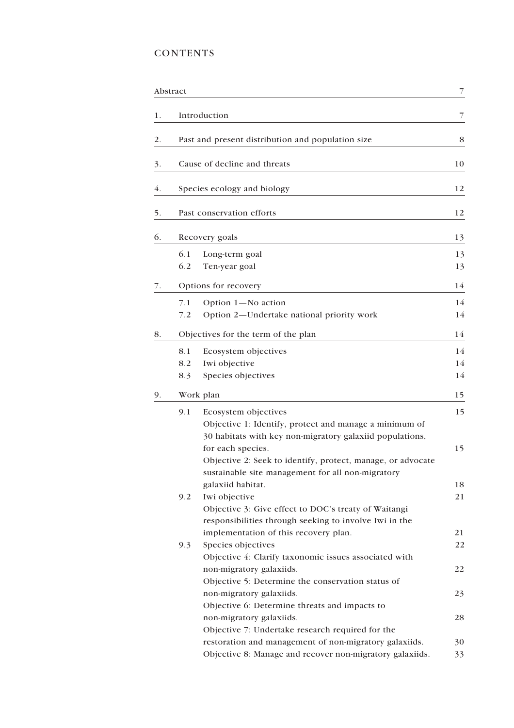# CONTENTS

| | | |
|---|---|---|
| Abstract | | 7 |
| 1. | Introduction | 7 |
| 2. | Past and present distribution and population size | 8 |
| 3. | Cause of decline and threats | 10 |
| 4. | Species ecology and biology | 12 |
| 5. | Past conservation efforts | 12 |
| 6. | Recovery goals | 13 |
| | 6.1 Long-term goal | 13 |
| | 6.2 Ten-year goal | 13 |
| 7. | Options for recovery | 14 |
| | 7.1 Option 1—No action | 14 |
| | 7.2 Option 2—Undertake national priority work | 14 |
| 8. | Objectives for the term of the plan | 14 |
| | 8.1 Ecosystem objectives | 14 |
| | 8.2 Iwi objective | 14 |
| | 8.3 Species objectives | 14 |
| 9. | Work plan | 15 |
| | 9.1 Ecosystem objectives | 15 |
| | Objective 1: Identify, protect and manage a minimum of 30 habitats with key non-migratory galaxiid populations, for each species. | 15 |
| | Objective 2: Seek to identify, protect, manage, or advocate sustainable site management for all non-migratory galaxiid habitat. | 18 |
| | 9.2 Iwi objective | 21 |
| | Objective 3: Give effect to DOC's treaty of Waitangi responsibilities through seeking to involve Iwi in the implementation of this recovery plan. | 21 |
| | 9.3 Species objectives | 22 |
| | Objective 4: Clarify taxonomic issues associated with non-migratory galaxiids. | 22 |
| | Objective 5: Determine the conservation status of non-migratory galaxiids. | 23 |
| | Objective 6: Determine threats and impacts to non-migratory galaxiids. | 28 |
| | Objective 7: Undertake research required for the restoration and management of non-migratory galaxiids. | 30 |
| | Objective 8: Manage and recover non-migratory galaxiids. | 33 |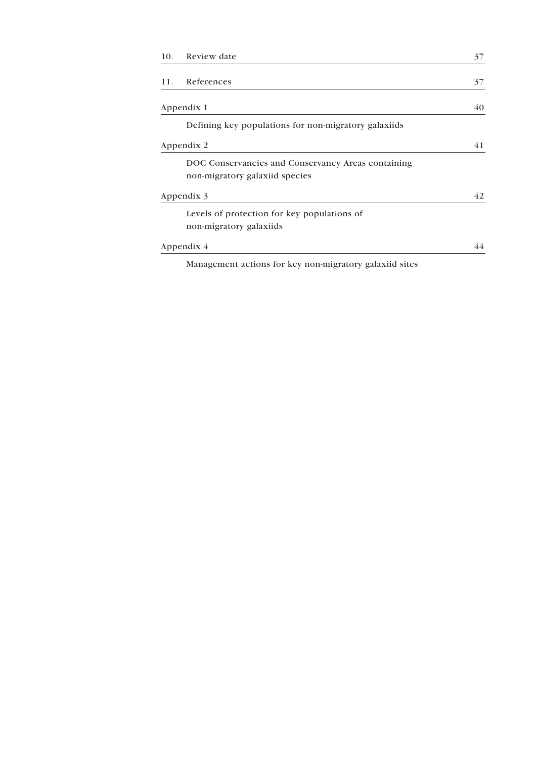10. Review date 37

11. References 37

Appendix 1 40

Defining key populations for non-migratory galaxiids

Appendix 2 41

DOC Conservancies and Conservancy Areas containing non-migratory galaxiid species

Appendix 3 42

Levels of protection for key populations of non-migratory galaxiids

Appendix 4 44

Management actions for key non-migratory galaxiid sites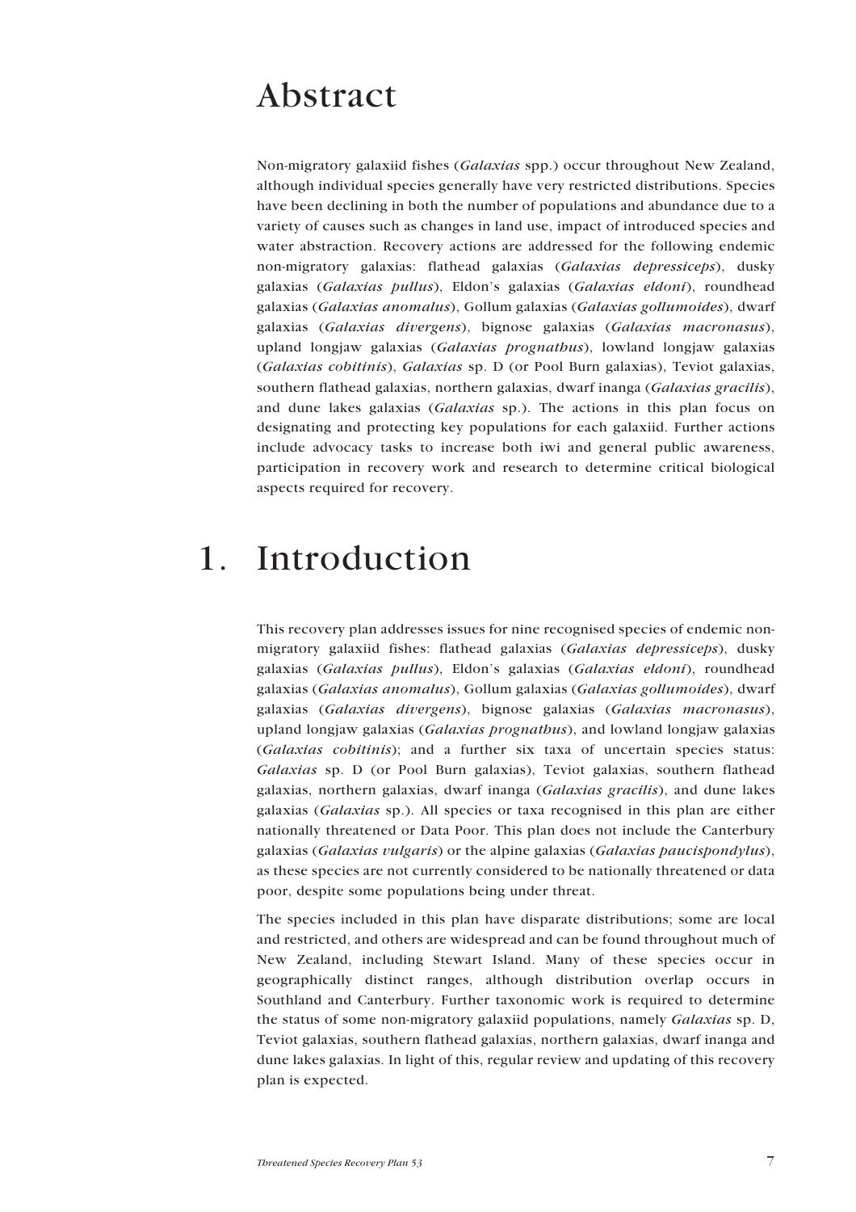# Abstract

Non-migratory galaxiid fishes (*Galaxias* spp.) occur throughout New Zealand, although individual species generally have very restricted distributions. Species have been declining in both the number of populations and abundance due to a variety of causes such as changes in land use, impact of introduced species and water abstraction. Recovery actions are addressed for the following endemic non-migratory galaxias: flathead galaxias (*Galaxias depressiceps*), dusky galaxias (*Galaxias pullus*), Eldon's galaxias (*Galaxias eldoni*), roundhead galaxias (*Galaxias anomalus*), Gollum galaxias (*Galaxias gollumoides*), dwarf galaxias (*Galaxias divergens*), bignose galaxias (*Galaxias macronasus*), upland longjaw galaxias (*Galaxias prognathus*), lowland longjaw galaxias (*Galaxias cobitinis*), *Galaxias* sp. D (or Pool Burn galaxias), Teviot galaxias, southern flathead galaxias, northern galaxias, dwarf inanga (*Galaxias gracilis*), and dune lakes galaxias (*Galaxias* sp.). The actions in this plan focus on designating and protecting key populations for each galaxiid. Further actions include advocacy tasks to increase both iwi and general public awareness, participation in recovery work and research to determine critical biological aspects required for recovery.

# 1. Introduction

This recovery plan addresses issues for nine recognised species of endemic non-migratory galaxiid fishes: flathead galaxias (*Galaxias depressiceps*), dusky galaxias (*Galaxias pullus*), Eldon's galaxias (*Galaxias eldoni*), roundhead galaxias (*Galaxias anomalus*), Gollum galaxias (*Galaxias gollumoides*), dwarf galaxias (*Galaxias divergens*), bignose galaxias (*Galaxias macronasus*), upland longjaw galaxias (*Galaxias prognathus*), and lowland longjaw galaxias (*Galaxias cobitinis*); and a further six taxa of uncertain species status: *Galaxias* sp. D (or Pool Burn galaxias), Teviot galaxias, southern flathead galaxias, northern galaxias, dwarf inanga (*Galaxias gracilis*), and dune lakes galaxias (*Galaxias* sp.). All species or taxa recognised in this plan are either nationally threatened or Data Poor. This plan does not include the Canterbury galaxias (*Galaxias vulgaris*) or the alpine galaxias (*Galaxias paucispondylus*), as these species are not currently considered to be nationally threatened or data poor, despite some populations being under threat.

The species included in this plan have disparate distributions; some are local and restricted, and others are widespread and can be found throughout much of New Zealand, including Stewart Island. Many of these species occur in geographically distinct ranges, although distribution overlap occurs in Southland and Canterbury. Further taxonomic work is required to determine the status of some non-migratory galaxiid populations, namely *Galaxias* sp. D, Teviot galaxias, southern flathead galaxias, northern galaxias, dwarf inanga and dune lakes galaxias. In light of this, regular review and updating of this recovery plan is expected.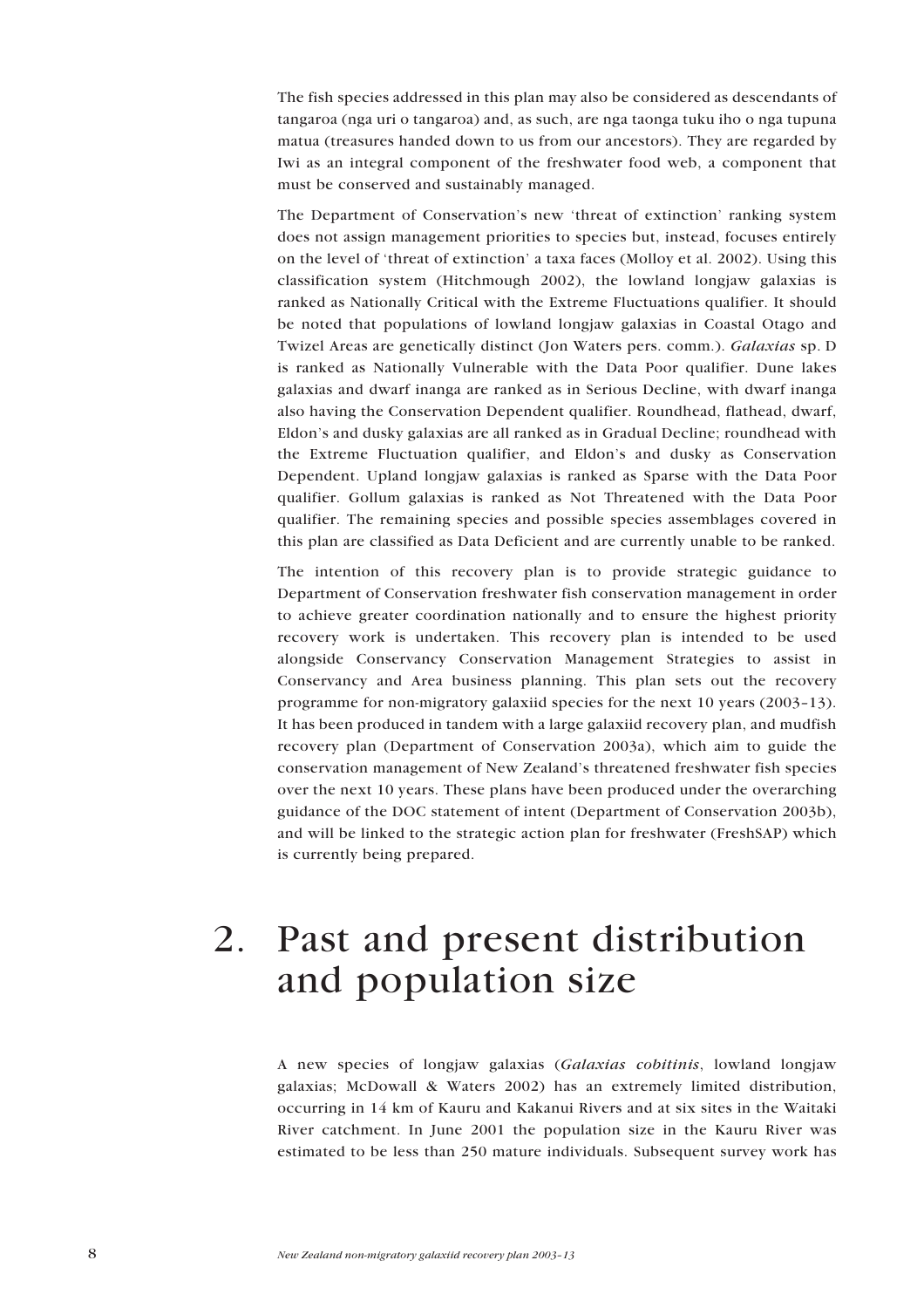The fish species addressed in this plan may also be considered as descendants of tangaroa (nga uri o tangaroa) and, as such, are nga taonga tuku iho o nga tupuna matua (treasures handed down to us from our ancestors). They are regarded by Iwi as an integral component of the freshwater food web, a component that must be conserved and sustainably managed.

The Department of Conservation's new 'threat of extinction' ranking system does not assign management priorities to species but, instead, focuses entirely on the level of 'threat of extinction' a taxa faces (Molloy et al. 2002). Using this classification system (Hitchmough 2002), the lowland longjaw galaxias is ranked as Nationally Critical with the Extreme Fluctuations qualifier. It should be noted that populations of lowland longjaw galaxias in Coastal Otago and Twizel Areas are genetically distinct (Jon Waters pers. comm.). *Galaxias* sp. D is ranked as Nationally Vulnerable with the Data Poor qualifier. Dune lakes galaxias and dwarf inanga are ranked as in Serious Decline, with dwarf inanga also having the Conservation Dependent qualifier. Roundhead, flathead, dwarf, Eldon's and dusky galaxias are all ranked as in Gradual Decline; roundhead with the Extreme Fluctuation qualifier, and Eldon's and dusky as Conservation Dependent. Upland longjaw galaxias is ranked as Sparse with the Data Poor qualifier. Gollum galaxias is ranked as Not Threatened with the Data Poor qualifier. The remaining species and possible species assemblages covered in this plan are classified as Data Deficient and are currently unable to be ranked.

The intention of this recovery plan is to provide strategic guidance to Department of Conservation freshwater fish conservation management in order to achieve greater coordination nationally and to ensure the highest priority recovery work is undertaken. This recovery plan is intended to be used alongside Conservancy Conservation Management Strategies to assist in Conservancy and Area business planning. This plan sets out the recovery programme for non-migratory galaxiid species for the next 10 years (2003–13). It has been produced in tandem with a large galaxiid recovery plan, and mudfish recovery plan (Department of Conservation 2003a), which aim to guide the conservation management of New Zealand's threatened freshwater fish species over the next 10 years. These plans have been produced under the overarching guidance of the DOC statement of intent (Department of Conservation 2003b), and will be linked to the strategic action plan for freshwater (FreshSAP) which is currently being prepared.

# 2. Past and present distribution and population size

A new species of longjaw galaxias (*Galaxias cobitinis*, lowland longjaw galaxias; McDowall & Waters 2002) has an extremely limited distribution, occurring in 14 km of Kauru and Kakanui Rivers and at six sites in the Waitaki River catchment. In June 2001 the population size in the Kauru River was estimated to be less than 250 mature individuals. Subsequent survey work has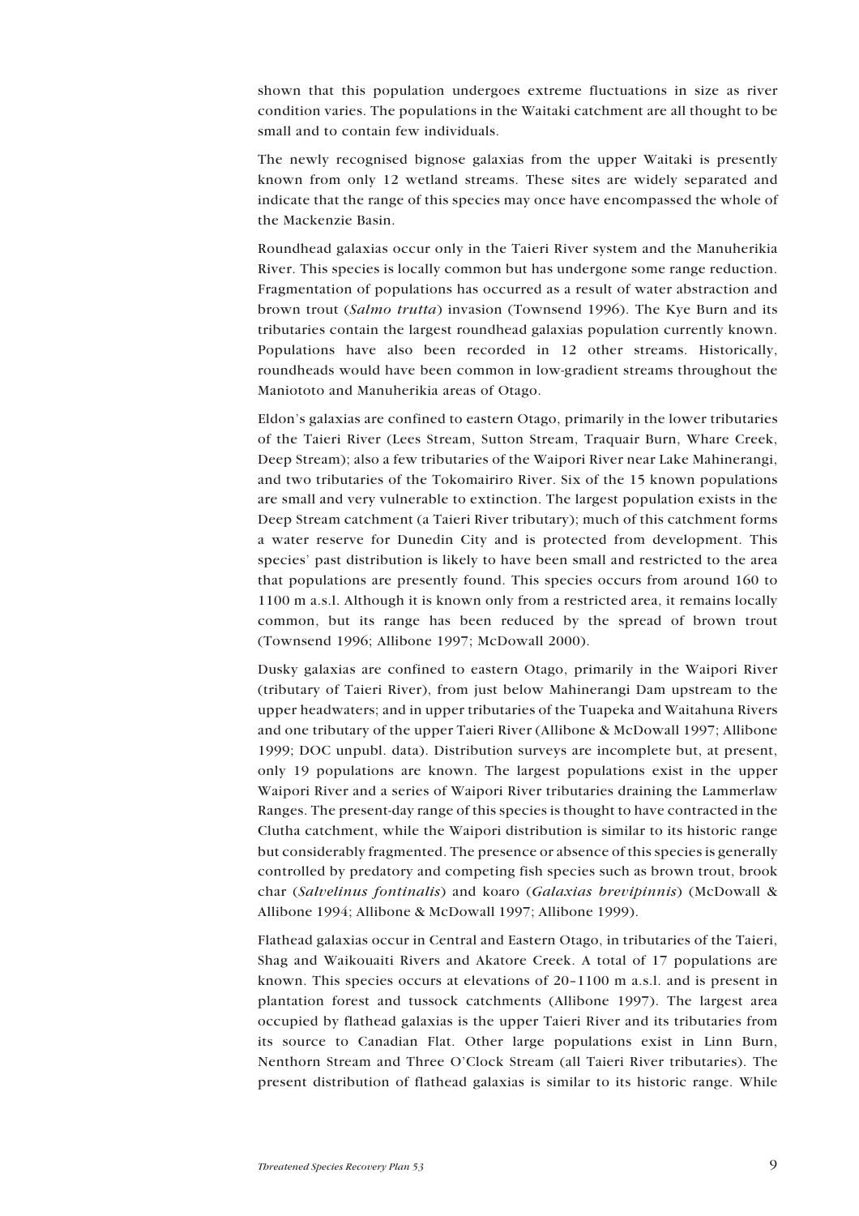shown that this population undergoes extreme fluctuations in size as river condition varies. The populations in the Waitaki catchment are all thought to be small and to contain few individuals.

The newly recognised bignose galaxias from the upper Waitaki is presently known from only 12 wetland streams. These sites are widely separated and indicate that the range of this species may once have encompassed the whole of the Mackenzie Basin.

Roundhead galaxias occur only in the Taieri River system and the Manuherikia River. This species is locally common but has undergone some range reduction. Fragmentation of populations has occurred as a result of water abstraction and brown trout (*Salmo trutta*) invasion (Townsend 1996). The Kye Burn and its tributaries contain the largest roundhead galaxias population currently known. Populations have also been recorded in 12 other streams. Historically, roundheads would have been common in low-gradient streams throughout the Maniototo and Manuherikia areas of Otago.

Eldon's galaxias are confined to eastern Otago, primarily in the lower tributaries of the Taieri River (Lees Stream, Sutton Stream, Traquair Burn, Whare Creek, Deep Stream); also a few tributaries of the Waipori River near Lake Mahinerangi, and two tributaries of the Tokomairiro River. Six of the 15 known populations are small and very vulnerable to extinction. The largest population exists in the Deep Stream catchment (a Taieri River tributary); much of this catchment forms a water reserve for Dunedin City and is protected from development. This species' past distribution is likely to have been small and restricted to the area that populations are presently found. This species occurs from around 160 to 1100 m a.s.l. Although it is known only from a restricted area, it remains locally common, but its range has been reduced by the spread of brown trout (Townsend 1996; Allibone 1997; McDowall 2000).

Dusky galaxias are confined to eastern Otago, primarily in the Waipori River (tributary of Taieri River), from just below Mahinerangi Dam upstream to the upper headwaters; and in upper tributaries of the Tuapeka and Waitahuna Rivers and one tributary of the upper Taieri River (Allibone & McDowall 1997; Allibone 1999; DOC unpubl. data). Distribution surveys are incomplete but, at present, only 19 populations are known. The largest populations exist in the upper Waipori River and a series of Waipori River tributaries draining the Lammerlaw Ranges. The present-day range of this species is thought to have contracted in the Clutha catchment, while the Waipori distribution is similar to its historic range but considerably fragmented. The presence or absence of this species is generally controlled by predatory and competing fish species such as brown trout, brook char (*Salvelinus fontinalis*) and koaro (*Galaxias brevipinnis*) (McDowall & Allibone 1994; Allibone & McDowall 1997; Allibone 1999).

Flathead galaxias occur in Central and Eastern Otago, in tributaries of the Taieri, Shag and Waikouaiti Rivers and Akatore Creek. A total of 17 populations are known. This species occurs at elevations of 20–1100 m a.s.l. and is present in plantation forest and tussock catchments (Allibone 1997). The largest area occupied by flathead galaxias is the upper Taieri River and its tributaries from its source to Canadian Flat. Other large populations exist in Linn Burn, Nenthorn Stream and Three O'Clock Stream (all Taieri River tributaries). The present distribution of flathead galaxias is similar to its historic range. While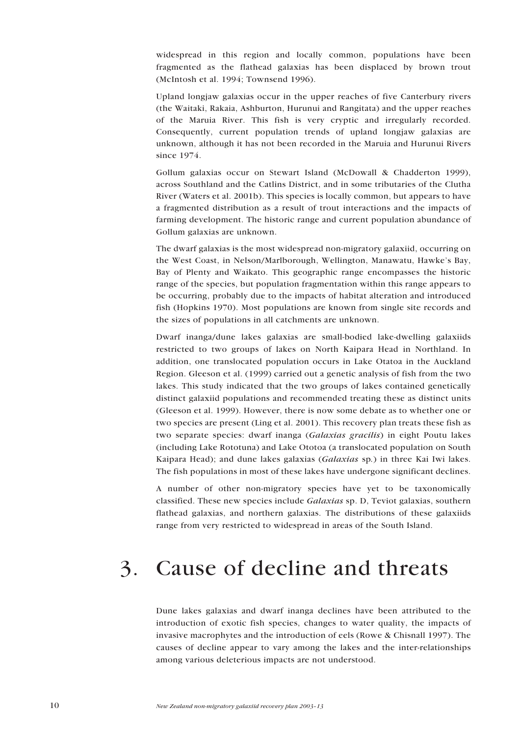widespread in this region and locally common, populations have been fragmented as the flathead galaxias has been displaced by brown trout (McIntosh et al. 1994; Townsend 1996).

Upland longjaw galaxias occur in the upper reaches of five Canterbury rivers (the Waitaki, Rakaia, Ashburton, Hurunui and Rangitata) and the upper reaches of the Maruia River. This fish is very cryptic and irregularly recorded. Consequently, current population trends of upland longjaw galaxias are unknown, although it has not been recorded in the Maruia and Hurunui Rivers since 1974.

Gollum galaxias occur on Stewart Island (McDowall & Chadderton 1999), across Southland and the Catlins District, and in some tributaries of the Clutha River (Waters et al. 2001b). This species is locally common, but appears to have a fragmented distribution as a result of trout interactions and the impacts of farming development. The historic range and current population abundance of Gollum galaxias are unknown.

The dwarf galaxias is the most widespread non-migratory galaxiid, occurring on the West Coast, in Nelson/Marlborough, Wellington, Manawatu, Hawke's Bay, Bay of Plenty and Waikato. This geographic range encompasses the historic range of the species, but population fragmentation within this range appears to be occurring, probably due to the impacts of habitat alteration and introduced fish (Hopkins 1970). Most populations are known from single site records and the sizes of populations in all catchments are unknown.

Dwarf inanga/dune lakes galaxias are small-bodied lake-dwelling galaxiids restricted to two groups of lakes on North Kaipara Head in Northland. In addition, one translocated population occurs in Lake Otatoa in the Auckland Region. Gleeson et al. (1999) carried out a genetic analysis of fish from the two lakes. This study indicated that the two groups of lakes contained genetically distinct galaxiid populations and recommended treating these as distinct units (Gleeson et al. 1999). However, there is now some debate as to whether one or two species are present (Ling et al. 2001). This recovery plan treats these fish as two separate species: dwarf inanga (*Galaxias gracilis*) in eight Poutu lakes (including Lake Rototuna) and Lake Ototoa (a translocated population on South Kaipara Head); and dune lakes galaxias (*Galaxias* sp.) in three Kai Iwi lakes. The fish populations in most of these lakes have undergone significant declines.

A number of other non-migratory species have yet to be taxonomically classified. These new species include *Galaxias* sp. D, Teviot galaxias, southern flathead galaxias, and northern galaxias. The distributions of these galaxiids range from very restricted to widespread in areas of the South Island.

# 3. Cause of decline and threats

Dune lakes galaxias and dwarf inanga declines have been attributed to the introduction of exotic fish species, changes to water quality, the impacts of invasive macrophytes and the introduction of eels (Rowe & Chisnall 1997). The causes of decline appear to vary among the lakes and the inter-relationships among various deleterious impacts are not understood.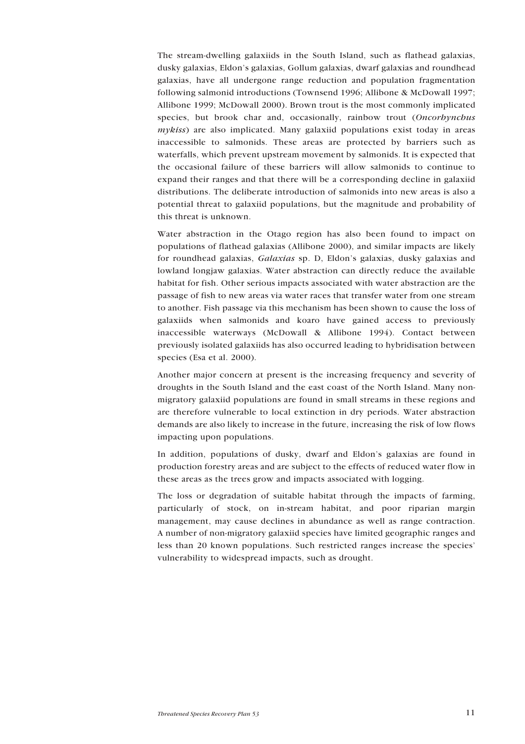The stream-dwelling galaxiids in the South Island, such as flathead galaxias, dusky galaxias, Eldon's galaxias, Gollum galaxias, dwarf galaxias and roundhead galaxias, have all undergone range reduction and population fragmentation following salmonid introductions (Townsend 1996; Allibone & McDowall 1997; Allibone 1999; McDowall 2000). Brown trout is the most commonly implicated species, but brook char and, occasionally, rainbow trout (*Oncorhynchus mykiss*) are also implicated. Many galaxiid populations exist today in areas inaccessible to salmonids. These areas are protected by barriers such as waterfalls, which prevent upstream movement by salmonids. It is expected that the occasional failure of these barriers will allow salmonids to continue to expand their ranges and that there will be a corresponding decline in galaxiid distributions. The deliberate introduction of salmonids into new areas is also a potential threat to galaxiid populations, but the magnitude and probability of this threat is unknown.

Water abstraction in the Otago region has also been found to impact on populations of flathead galaxias (Allibone 2000), and similar impacts are likely for roundhead galaxias, *Galaxias* sp. D, Eldon's galaxias, dusky galaxias and lowland longjaw galaxias. Water abstraction can directly reduce the available habitat for fish. Other serious impacts associated with water abstraction are the passage of fish to new areas via water races that transfer water from one stream to another. Fish passage via this mechanism has been shown to cause the loss of galaxiids when salmonids and koaro have gained access to previously inaccessible waterways (McDowall & Allibone 1994). Contact between previously isolated galaxiids has also occurred leading to hybridisation between species (Esa et al. 2000).

Another major concern at present is the increasing frequency and severity of droughts in the South Island and the east coast of the North Island. Many non-migratory galaxiid populations are found in small streams in these regions and are therefore vulnerable to local extinction in dry periods. Water abstraction demands are also likely to increase in the future, increasing the risk of low flows impacting upon populations.

In addition, populations of dusky, dwarf and Eldon's galaxias are found in production forestry areas and are subject to the effects of reduced water flow in these areas as the trees grow and impacts associated with logging.

The loss or degradation of suitable habitat through the impacts of farming, particularly of stock, on in-stream habitat, and poor riparian margin management, may cause declines in abundance as well as range contraction. A number of non-migratory galaxiid species have limited geographic ranges and less than 20 known populations. Such restricted ranges increase the species' vulnerability to widespread impacts, such as drought.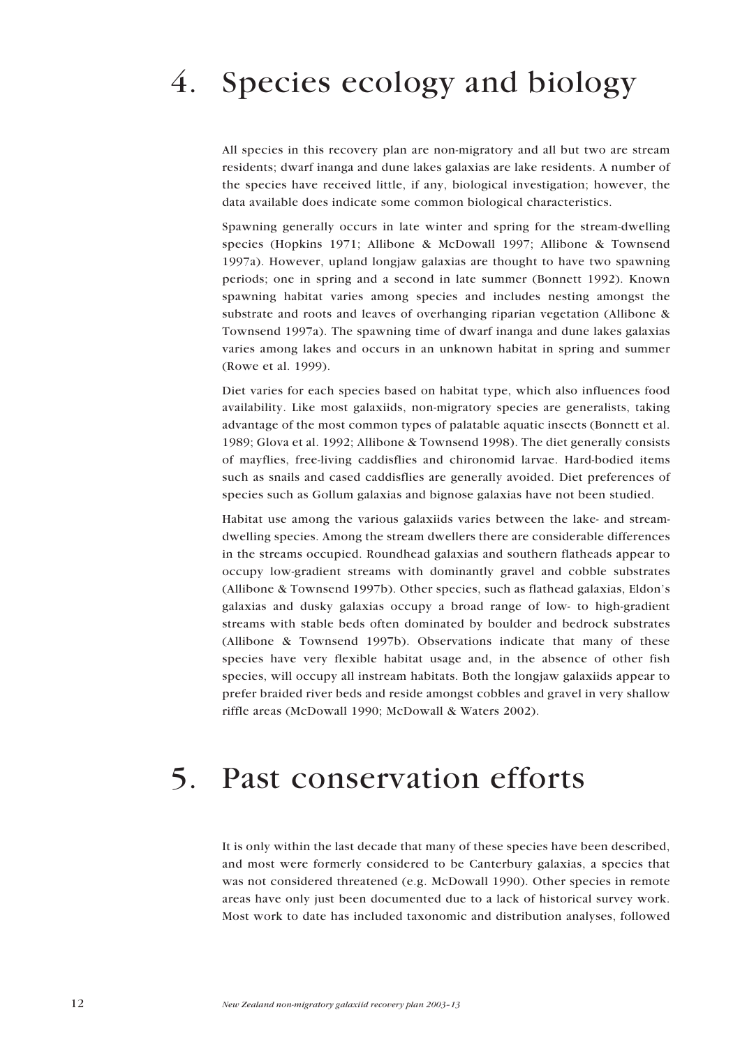# 4. Species ecology and biology

All species in this recovery plan are non-migratory and all but two are stream residents; dwarf inanga and dune lakes galaxias are lake residents. A number of the species have received little, if any, biological investigation; however, the data available does indicate some common biological characteristics.

Spawning generally occurs in late winter and spring for the stream-dwelling species (Hopkins 1971; Allibone & McDowall 1997; Allibone & Townsend 1997a). However, upland longjaw galaxias are thought to have two spawning periods; one in spring and a second in late summer (Bonnett 1992). Known spawning habitat varies among species and includes nesting amongst the substrate and roots and leaves of overhanging riparian vegetation (Allibone & Townsend 1997a). The spawning time of dwarf inanga and dune lakes galaxias varies among lakes and occurs in an unknown habitat in spring and summer (Rowe et al. 1999).

Diet varies for each species based on habitat type, which also influences food availability. Like most galaxiids, non-migratory species are generalists, taking advantage of the most common types of palatable aquatic insects (Bonnett et al. 1989; Glova et al. 1992; Allibone & Townsend 1998). The diet generally consists of mayflies, free-living caddisflies and chironomid larvae. Hard-bodied items such as snails and cased caddisflies are generally avoided. Diet preferences of species such as Gollum galaxias and bignose galaxias have not been studied.

Habitat use among the various galaxiids varies between the lake- and stream-dwelling species. Among the stream dwellers there are considerable differences in the streams occupied. Roundhead galaxias and southern flatheads appear to occupy low-gradient streams with dominantly gravel and cobble substrates (Allibone & Townsend 1997b). Other species, such as flathead galaxias, Eldon's galaxias and dusky galaxias occupy a broad range of low- to high-gradient streams with stable beds often dominated by boulder and bedrock substrates (Allibone & Townsend 1997b). Observations indicate that many of these species have very flexible habitat usage and, in the absence of other fish species, will occupy all instream habitats. Both the longjaw galaxiids appear to prefer braided river beds and reside amongst cobbles and gravel in very shallow riffle areas (McDowall 1990; McDowall & Waters 2002).

# 5. Past conservation efforts

It is only within the last decade that many of these species have been described, and most were formerly considered to be Canterbury galaxias, a species that was not considered threatened (e.g. McDowall 1990). Other species in remote areas have only just been documented due to a lack of historical survey work. Most work to date has included taxonomic and distribution analyses, followed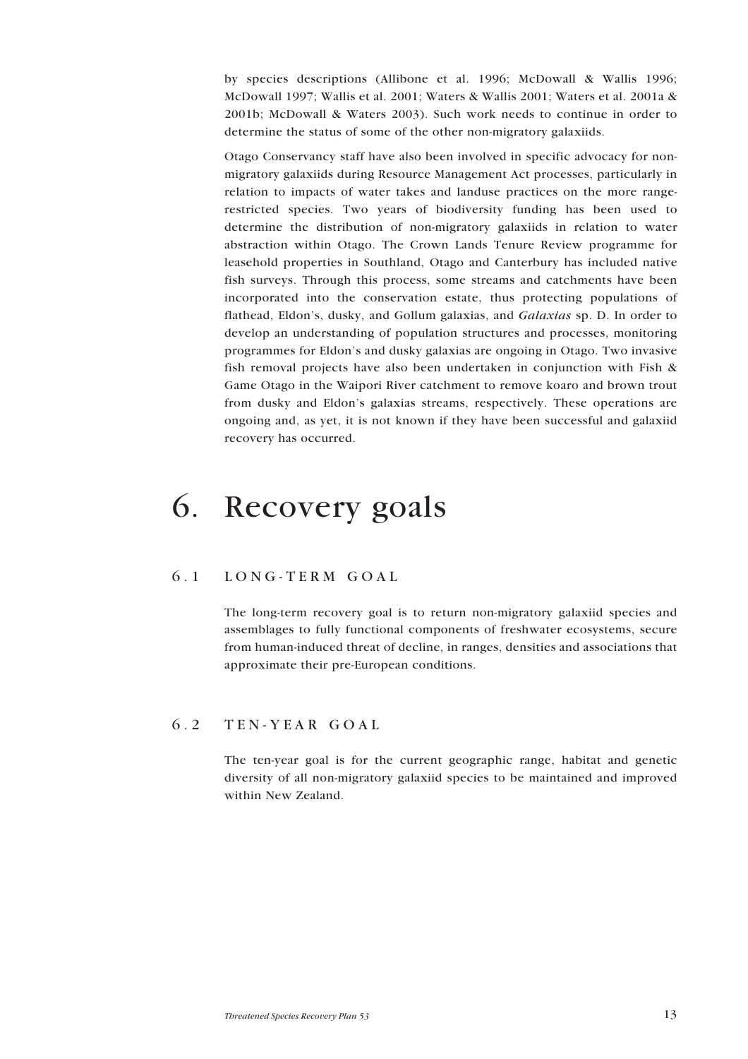by species descriptions (Allibone et al. 1996; McDowall & Wallis 1996; McDowall 1997; Wallis et al. 2001; Waters & Wallis 2001; Waters et al. 2001a & 2001b; McDowall & Waters 2003). Such work needs to continue in order to determine the status of some of the other non-migratory galaxiids.

Otago Conservancy staff have also been involved in specific advocacy for non-migratory galaxiids during Resource Management Act processes, particularly in relation to impacts of water takes and landuse practices on the more range-restricted species. Two years of biodiversity funding has been used to determine the distribution of non-migratory galaxiids in relation to water abstraction within Otago. The Crown Lands Tenure Review programme for leasehold properties in Southland, Otago and Canterbury has included native fish surveys. Through this process, some streams and catchments have been incorporated into the conservation estate, thus protecting populations of flathead, Eldon's, dusky, and Gollum galaxias, and *Galaxias* sp. D. In order to develop an understanding of population structures and processes, monitoring programmes for Eldon's and dusky galaxias are ongoing in Otago. Two invasive fish removal projects have also been undertaken in conjunction with Fish & Game Otago in the Waipori River catchment to remove koaro and brown trout from dusky and Eldon's galaxias streams, respectively. These operations are ongoing and, as yet, it is not known if they have been successful and galaxiid recovery has occurred.

# 6. Recovery goals

## 6.1 LONG-TERM GOAL

The long-term recovery goal is to return non-migratory galaxiid species and assemblages to fully functional components of freshwater ecosystems, secure from human-induced threat of decline, in ranges, densities and associations that approximate their pre-European conditions.

## 6.2 TEN-YEAR GOAL

The ten-year goal is for the current geographic range, habitat and genetic diversity of all non-migratory galaxiid species to be maintained and improved within New Zealand.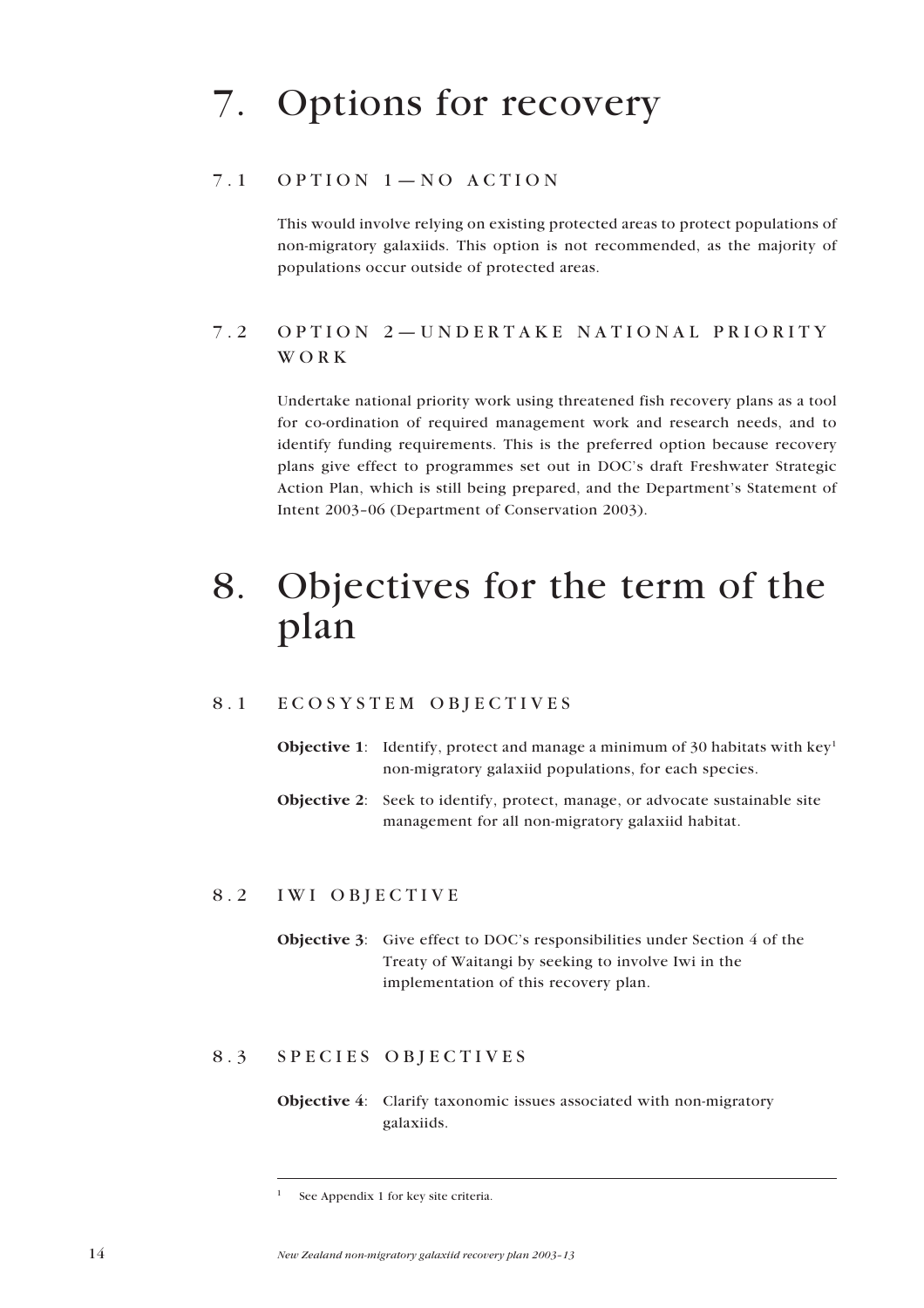# 7. Options for recovery

## 7.1 OPTION 1—NO ACTION

This would involve relying on existing protected areas to protect populations of non-migratory galaxiids. This option is not recommended, as the majority of populations occur outside of protected areas.

## 7.2 OPTION 2—UNDERTAKE NATIONAL PRIORITY WORK

Undertake national priority work using threatened fish recovery plans as a tool for co-ordination of required management work and research needs, and to identify funding requirements. This is the preferred option because recovery plans give effect to programmes set out in DOC's draft Freshwater Strategic Action Plan, which is still being prepared, and the Department's Statement of Intent 2003–06 (Department of Conservation 2003).

# 8. Objectives for the term of the plan

## 8.1 ECOSYSTEM OBJECTIVES

**Objective 1**: Identify, protect and manage a minimum of 30 habitats with key[1] non-migratory galaxiid populations, for each species.

**Objective 2**: Seek to identify, protect, manage, or advocate sustainable site management for all non-migratory galaxiid habitat.

## 8.2 IWI OBJECTIVE

**Objective 3**: Give effect to DOC's responsibilities under Section 4 of the Treaty of Waitangi by seeking to involve Iwi in the implementation of this recovery plan.

## 8.3 SPECIES OBJECTIVES

**Objective 4**: Clarify taxonomic issues associated with non-migratory galaxiids.

---

[1] See Appendix 1 for key site criteria.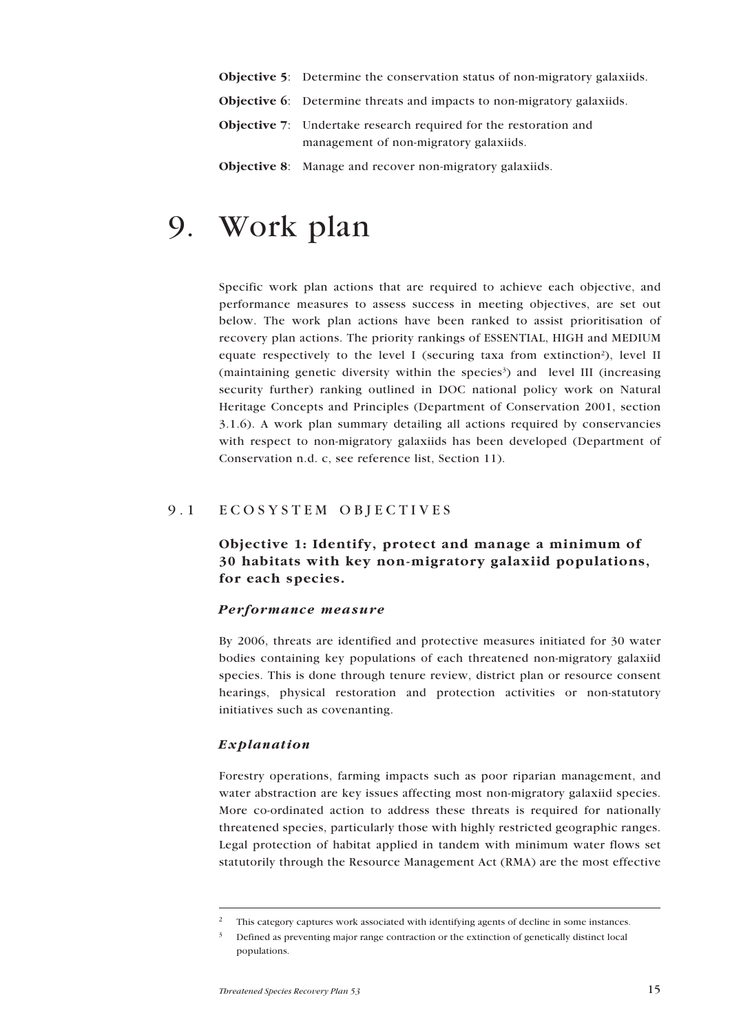**Objective 5**: Determine the conservation status of non-migratory galaxiids.

**Objective 6**: Determine threats and impacts to non-migratory galaxiids.

**Objective 7**: Undertake research required for the restoration and management of non-migratory galaxiids.

**Objective 8**: Manage and recover non-migratory galaxiids.

# 9. Work plan

Specific work plan actions that are required to achieve each objective, and performance measures to assess success in meeting objectives, are set out below. The work plan actions have been ranked to assist prioritisation of recovery plan actions. The priority rankings of ESSENTIAL, HIGH and MEDIUM equate respectively to the level I (securing taxa from extinction[2]), level II (maintaining genetic diversity within the species[3]) and level III (increasing security further) ranking outlined in DOC national policy work on Natural Heritage Concepts and Principles (Department of Conservation 2001, section 3.1.6). A work plan summary detailing all actions required by conservancies with respect to non-migratory galaxiids has been developed (Department of Conservation n.d. c, see reference list, Section 11).

## 9.1 ECOSYSTEM OBJECTIVES

### Objective 1: Identify, protect and manage a minimum of 30 habitats with key non-migratory galaxiid populations, for each species.

#### *Performance measure*

By 2006, threats are identified and protective measures initiated for 30 water bodies containing key populations of each threatened non-migratory galaxiid species. This is done through tenure review, district plan or resource consent hearings, physical restoration and protection activities or non-statutory initiatives such as covenanting.

#### *Explanation*

Forestry operations, farming impacts such as poor riparian management, and water abstraction are key issues affecting most non-migratory galaxiid species. More co-ordinated action to address these threats is required for nationally threatened species, particularly those with highly restricted geographic ranges. Legal protection of habitat applied in tandem with minimum water flows set statutorily through the Resource Management Act (RMA) are the most effective

---

[2] This category captures work associated with identifying agents of decline in some instances.

[3] Defined as preventing major range contraction or the extinction of genetically distinct local populations.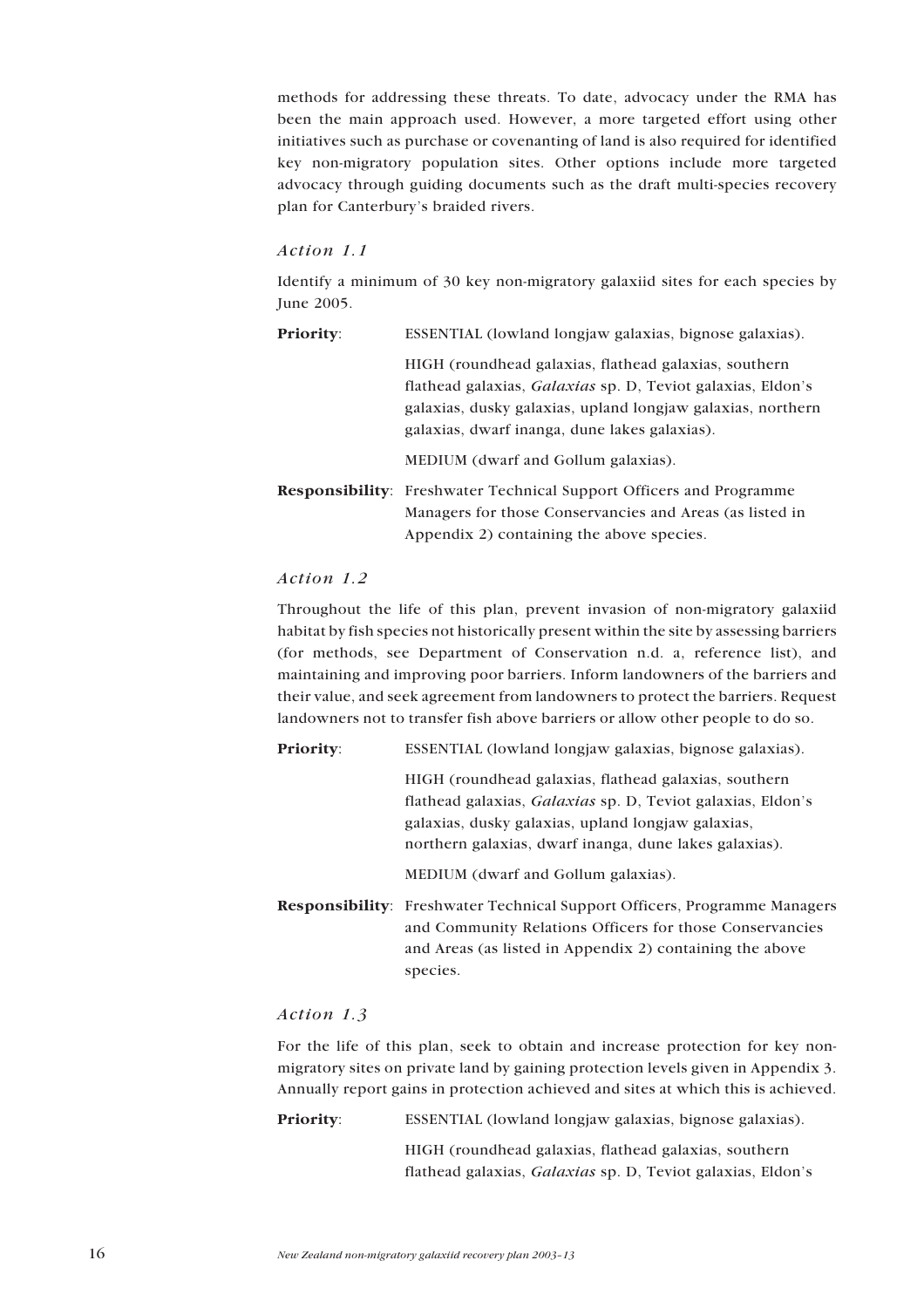methods for addressing these threats. To date, advocacy under the RMA has been the main approach used. However, a more targeted effort using other initiatives such as purchase or covenanting of land is also required for identified key non-migratory population sites. Other options include more targeted advocacy through guiding documents such as the draft multi-species recovery plan for Canterbury's braided rivers.

*Action 1.1*

Identify a minimum of 30 key non-migratory galaxiid sites for each species by June 2005.

**Priority**: ESSENTIAL (lowland longjaw galaxias, bignose galaxias).

HIGH (roundhead galaxias, flathead galaxias, southern flathead galaxias, *Galaxias* sp. D, Teviot galaxias, Eldon's galaxias, dusky galaxias, upland longjaw galaxias, northern galaxias, dwarf inanga, dune lakes galaxias).

MEDIUM (dwarf and Gollum galaxias).

**Responsibility**: Freshwater Technical Support Officers and Programme Managers for those Conservancies and Areas (as listed in Appendix 2) containing the above species.

*Action 1.2*

Throughout the life of this plan, prevent invasion of non-migratory galaxiid habitat by fish species not historically present within the site by assessing barriers (for methods, see Department of Conservation n.d. a, reference list), and maintaining and improving poor barriers. Inform landowners of the barriers and their value, and seek agreement from landowners to protect the barriers. Request landowners not to transfer fish above barriers or allow other people to do so.

**Priority**: ESSENTIAL (lowland longjaw galaxias, bignose galaxias).

HIGH (roundhead galaxias, flathead galaxias, southern flathead galaxias, *Galaxias* sp. D, Teviot galaxias, Eldon's galaxias, dusky galaxias, upland longjaw galaxias, northern galaxias, dwarf inanga, dune lakes galaxias).

MEDIUM (dwarf and Gollum galaxias).

**Responsibility**: Freshwater Technical Support Officers, Programme Managers and Community Relations Officers for those Conservancies and Areas (as listed in Appendix 2) containing the above species.

*Action 1.3*

For the life of this plan, seek to obtain and increase protection for key non-migratory sites on private land by gaining protection levels given in Appendix 3. Annually report gains in protection achieved and sites at which this is achieved.

**Priority**: ESSENTIAL (lowland longjaw galaxias, bignose galaxias).

HIGH (roundhead galaxias, flathead galaxias, southern flathead galaxias, *Galaxias* sp. D, Teviot galaxias, Eldon's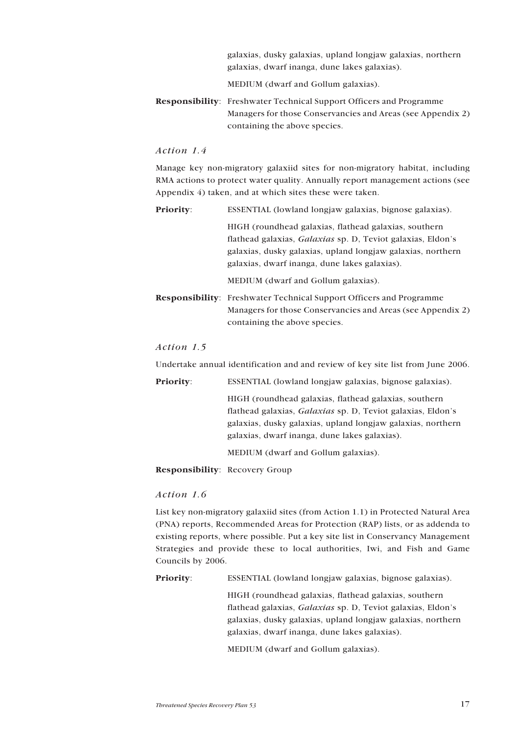galaxias, dusky galaxias, upland longjaw galaxias, northern galaxias, dwarf inanga, dune lakes galaxias).

MEDIUM (dwarf and Gollum galaxias).

**Responsibility**: Freshwater Technical Support Officers and Programme Managers for those Conservancies and Areas (see Appendix 2) containing the above species.

### *Action 1.4*

Manage key non-migratory galaxiid sites for non-migratory habitat, including RMA actions to protect water quality. Annually report management actions (see Appendix 4) taken, and at which sites these were taken.

**Priority**: ESSENTIAL (lowland longjaw galaxias, bignose galaxias).

HIGH (roundhead galaxias, flathead galaxias, southern flathead galaxias, *Galaxias* sp. D, Teviot galaxias, Eldon's galaxias, dusky galaxias, upland longjaw galaxias, northern galaxias, dwarf inanga, dune lakes galaxias).

MEDIUM (dwarf and Gollum galaxias).

**Responsibility**: Freshwater Technical Support Officers and Programme Managers for those Conservancies and Areas (see Appendix 2) containing the above species.

### *Action 1.5*

Undertake annual identification and and review of key site list from June 2006.

**Priority**: ESSENTIAL (lowland longjaw galaxias, bignose galaxias).

HIGH (roundhead galaxias, flathead galaxias, southern flathead galaxias, *Galaxias* sp. D, Teviot galaxias, Eldon's galaxias, dusky galaxias, upland longjaw galaxias, northern galaxias, dwarf inanga, dune lakes galaxias).

MEDIUM (dwarf and Gollum galaxias).

**Responsibility**: Recovery Group

### *Action 1.6*

List key non-migratory galaxiid sites (from Action 1.1) in Protected Natural Area (PNA) reports, Recommended Areas for Protection (RAP) lists, or as addenda to existing reports, where possible. Put a key site list in Conservancy Management Strategies and provide these to local authorities, Iwi, and Fish and Game Councils by 2006.

**Priority**: ESSENTIAL (lowland longjaw galaxias, bignose galaxias).

HIGH (roundhead galaxias, flathead galaxias, southern flathead galaxias, *Galaxias* sp. D, Teviot galaxias, Eldon's galaxias, dusky galaxias, upland longjaw galaxias, northern galaxias, dwarf inanga, dune lakes galaxias).

MEDIUM (dwarf and Gollum galaxias).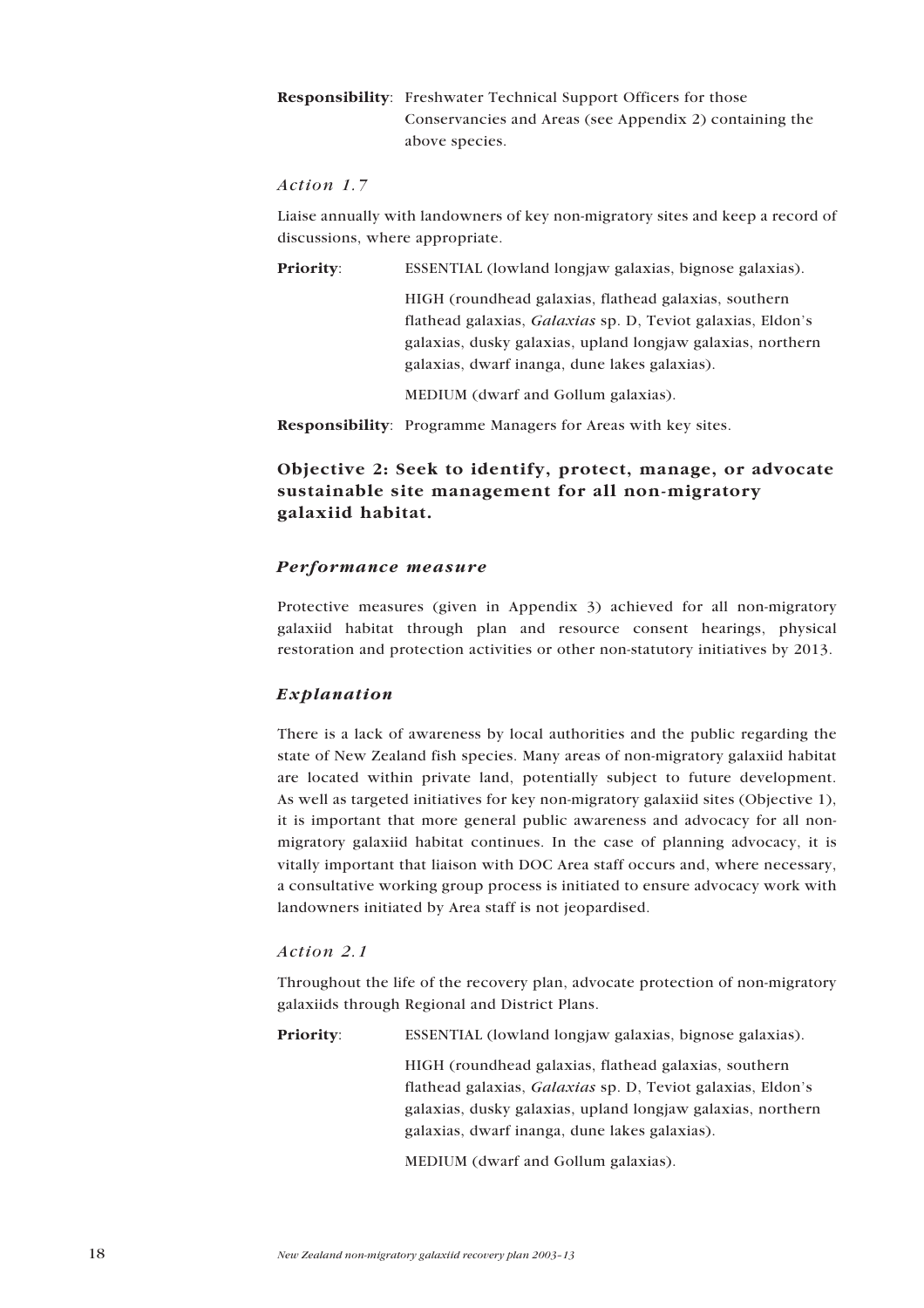**Responsibility**: Freshwater Technical Support Officers for those Conservancies and Areas (see Appendix 2) containing the above species.

*Action 1.7*

Liaise annually with landowners of key non-migratory sites and keep a record of discussions, where appropriate.

**Priority**: ESSENTIAL (lowland longjaw galaxias, bignose galaxias).

HIGH (roundhead galaxias, flathead galaxias, southern flathead galaxias, *Galaxias* sp. D, Teviot galaxias, Eldon's galaxias, dusky galaxias, upland longjaw galaxias, northern galaxias, dwarf inanga, dune lakes galaxias).

MEDIUM (dwarf and Gollum galaxias).

**Responsibility**: Programme Managers for Areas with key sites.

### Objective 2: Seek to identify, protect, manage, or advocate sustainable site management for all non-migratory galaxiid habitat.

#### *Performance measure*

Protective measures (given in Appendix 3) achieved for all non-migratory galaxiid habitat through plan and resource consent hearings, physical restoration and protection activities or other non-statutory initiatives by 2013.

#### *Explanation*

There is a lack of awareness by local authorities and the public regarding the state of New Zealand fish species. Many areas of non-migratory galaxiid habitat are located within private land, potentially subject to future development. As well as targeted initiatives for key non-migratory galaxiid sites (Objective 1), it is important that more general public awareness and advocacy for all non-migratory galaxiid habitat continues. In the case of planning advocacy, it is vitally important that liaison with DOC Area staff occurs and, where necessary, a consultative working group process is initiated to ensure advocacy work with landowners initiated by Area staff is not jeopardised.

*Action 2.1*

Throughout the life of the recovery plan, advocate protection of non-migratory galaxiids through Regional and District Plans.

**Priority**: ESSENTIAL (lowland longjaw galaxias, bignose galaxias).

HIGH (roundhead galaxias, flathead galaxias, southern flathead galaxias, *Galaxias* sp. D, Teviot galaxias, Eldon's galaxias, dusky galaxias, upland longjaw galaxias, northern galaxias, dwarf inanga, dune lakes galaxias).

MEDIUM (dwarf and Gollum galaxias).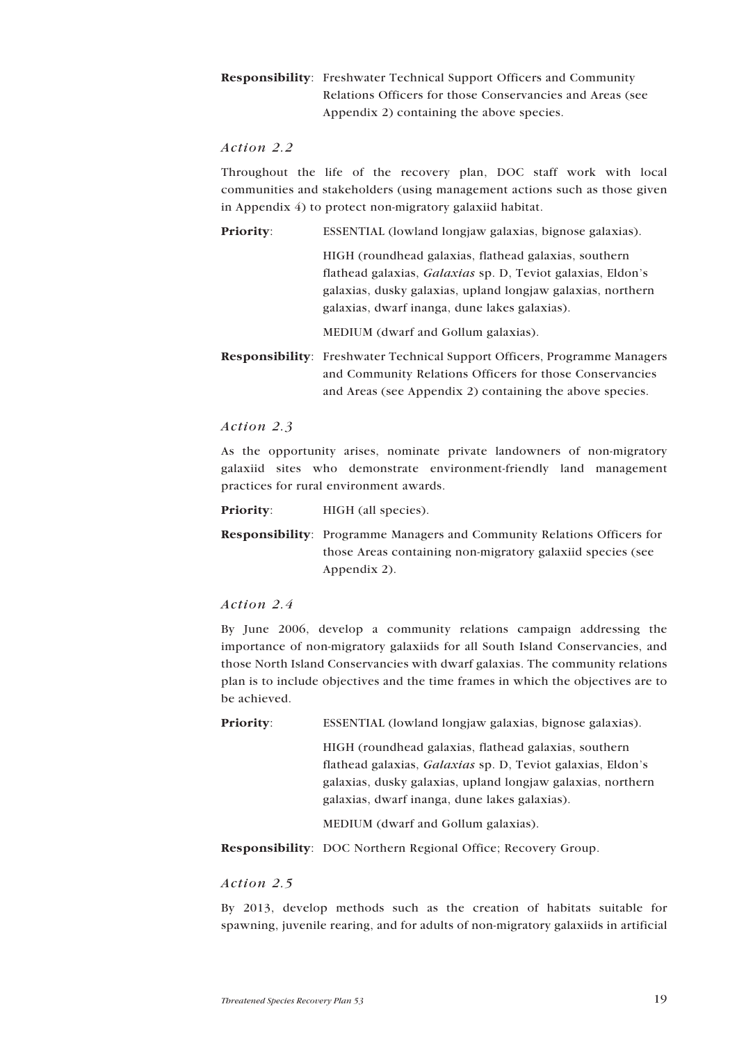**Responsibility**: Freshwater Technical Support Officers and Community Relations Officers for those Conservancies and Areas (see Appendix 2) containing the above species.

### *Action 2.2*

Throughout the life of the recovery plan, DOC staff work with local communities and stakeholders (using management actions such as those given in Appendix 4) to protect non-migratory galaxiid habitat.

**Priority**: ESSENTIAL (lowland longjaw galaxias, bignose galaxias).

HIGH (roundhead galaxias, flathead galaxias, southern flathead galaxias, *Galaxias* sp. D, Teviot galaxias, Eldon's galaxias, dusky galaxias, upland longjaw galaxias, northern galaxias, dwarf inanga, dune lakes galaxias).

MEDIUM (dwarf and Gollum galaxias).

**Responsibility**: Freshwater Technical Support Officers, Programme Managers and Community Relations Officers for those Conservancies and Areas (see Appendix 2) containing the above species.

### *Action 2.3*

As the opportunity arises, nominate private landowners of non-migratory galaxiid sites who demonstrate environment-friendly land management practices for rural environment awards.

**Priority**: HIGH (all species).

**Responsibility**: Programme Managers and Community Relations Officers for those Areas containing non-migratory galaxiid species (see Appendix 2).

### *Action 2.4*

By June 2006, develop a community relations campaign addressing the importance of non-migratory galaxiids for all South Island Conservancies, and those North Island Conservancies with dwarf galaxias. The community relations plan is to include objectives and the time frames in which the objectives are to be achieved.

**Priority**: ESSENTIAL (lowland longjaw galaxias, bignose galaxias).

HIGH (roundhead galaxias, flathead galaxias, southern flathead galaxias, *Galaxias* sp. D, Teviot galaxias, Eldon's galaxias, dusky galaxias, upland longjaw galaxias, northern galaxias, dwarf inanga, dune lakes galaxias).

MEDIUM (dwarf and Gollum galaxias).

**Responsibility**: DOC Northern Regional Office; Recovery Group.

### *Action 2.5*

By 2013, develop methods such as the creation of habitats suitable for spawning, juvenile rearing, and for adults of non-migratory galaxiids in artificial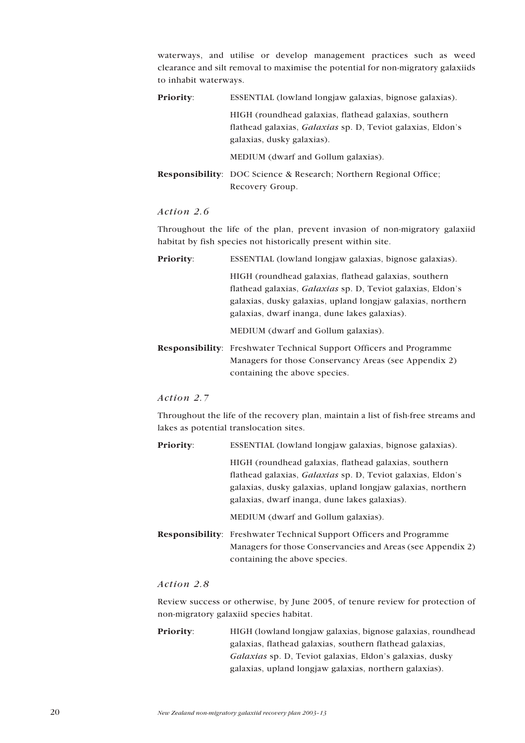waterways, and utilise or develop management practices such as weed clearance and silt removal to maximise the potential for non-migratory galaxiids to inhabit waterways.

**Priority**: ESSENTIAL (lowland longjaw galaxias, bignose galaxias).

HIGH (roundhead galaxias, flathead galaxias, southern flathead galaxias, *Galaxias* sp. D, Teviot galaxias, Eldon's galaxias, dusky galaxias).

MEDIUM (dwarf and Gollum galaxias).

**Responsibility**: DOC Science & Research; Northern Regional Office; Recovery Group.

### *Action 2.6*

Throughout the life of the plan, prevent invasion of non-migratory galaxiid habitat by fish species not historically present within site.

**Priority**: ESSENTIAL (lowland longjaw galaxias, bignose galaxias).

HIGH (roundhead galaxias, flathead galaxias, southern flathead galaxias, *Galaxias* sp. D, Teviot galaxias, Eldon's galaxias, dusky galaxias, upland longjaw galaxias, northern galaxias, dwarf inanga, dune lakes galaxias).

MEDIUM (dwarf and Gollum galaxias).

**Responsibility**: Freshwater Technical Support Officers and Programme Managers for those Conservancy Areas (see Appendix 2) containing the above species.

### *Action 2.7*

Throughout the life of the recovery plan, maintain a list of fish-free streams and lakes as potential translocation sites.

**Priority**: ESSENTIAL (lowland longjaw galaxias, bignose galaxias).

HIGH (roundhead galaxias, flathead galaxias, southern flathead galaxias, *Galaxias* sp. D, Teviot galaxias, Eldon's galaxias, dusky galaxias, upland longjaw galaxias, northern galaxias, dwarf inanga, dune lakes galaxias).

MEDIUM (dwarf and Gollum galaxias).

**Responsibility**: Freshwater Technical Support Officers and Programme Managers for those Conservancies and Areas (see Appendix 2) containing the above species.

### *Action 2.8*

Review success or otherwise, by June 2005, of tenure review for protection of non-migratory galaxiid species habitat.

**Priority**: HIGH (lowland longjaw galaxias, bignose galaxias, roundhead galaxias, flathead galaxias, southern flathead galaxias, *Galaxias* sp. D, Teviot galaxias, Eldon's galaxias, dusky galaxias, upland longjaw galaxias, northern galaxias).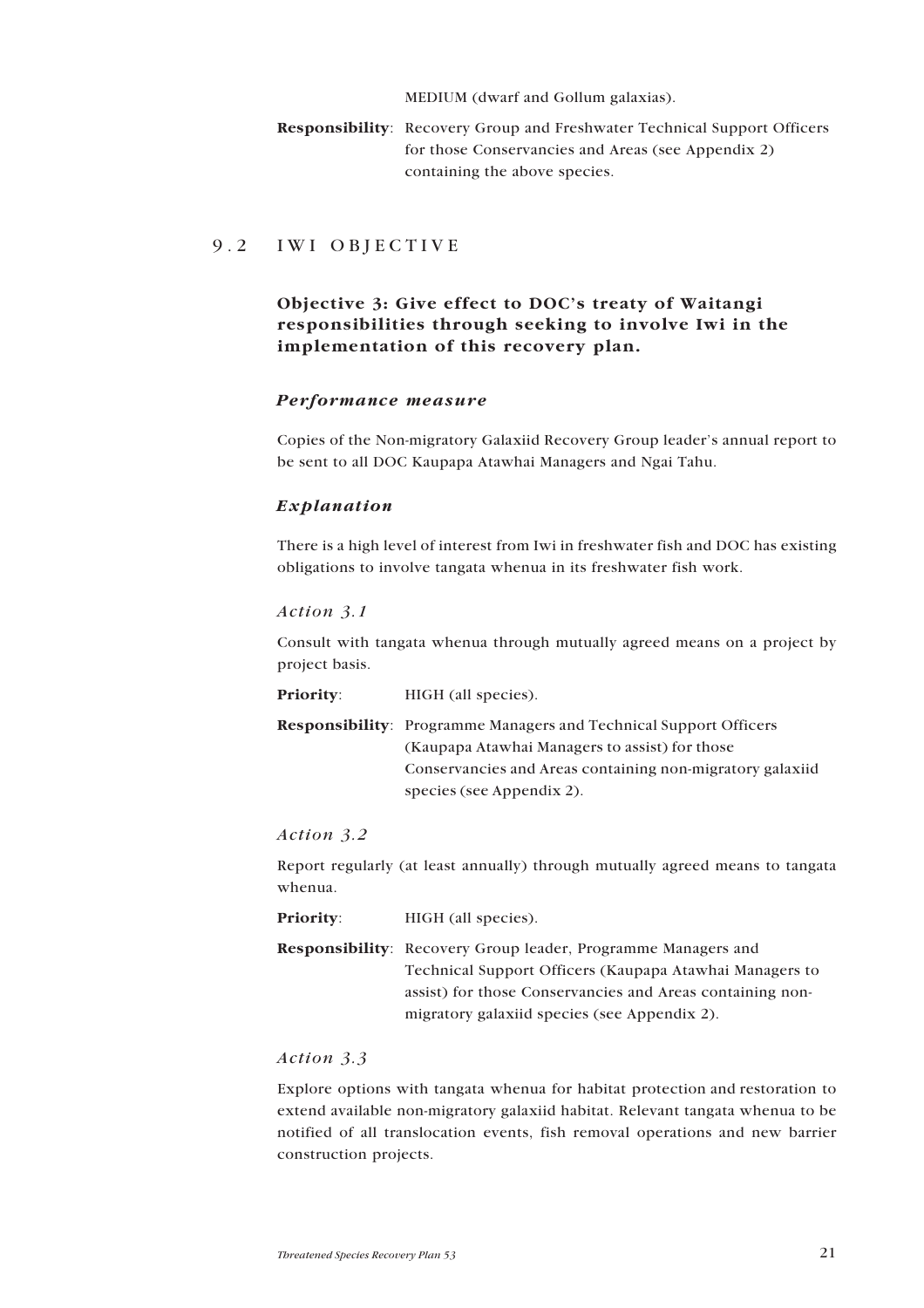MEDIUM (dwarf and Gollum galaxias).

**Responsibility**: Recovery Group and Freshwater Technical Support Officers for those Conservancies and Areas (see Appendix 2) containing the above species.

## 9.2 IWI OBJECTIVE

### Objective 3: Give effect to DOC's treaty of Waitangi responsibilities through seeking to involve Iwi in the implementation of this recovery plan.

#### *Performance measure*

Copies of the Non-migratory Galaxiid Recovery Group leader's annual report to be sent to all DOC Kaupapa Atawhai Managers and Ngai Tahu.

#### *Explanation*

There is a high level of interest from Iwi in freshwater fish and DOC has existing obligations to involve tangata whenua in its freshwater fish work.

*Action 3.1*

Consult with tangata whenua through mutually agreed means on a project by project basis.

**Priority**: HIGH (all species).

**Responsibility**: Programme Managers and Technical Support Officers (Kaupapa Atawhai Managers to assist) for those Conservancies and Areas containing non-migratory galaxiid species (see Appendix 2).

*Action 3.2*

Report regularly (at least annually) through mutually agreed means to tangata whenua.

**Priority**: HIGH (all species).

**Responsibility**: Recovery Group leader, Programme Managers and Technical Support Officers (Kaupapa Atawhai Managers to assist) for those Conservancies and Areas containing non-migratory galaxiid species (see Appendix 2).

*Action 3.3*

Explore options with tangata whenua for habitat protection and restoration to extend available non-migratory galaxiid habitat. Relevant tangata whenua to be notified of all translocation events, fish removal operations and new barrier construction projects.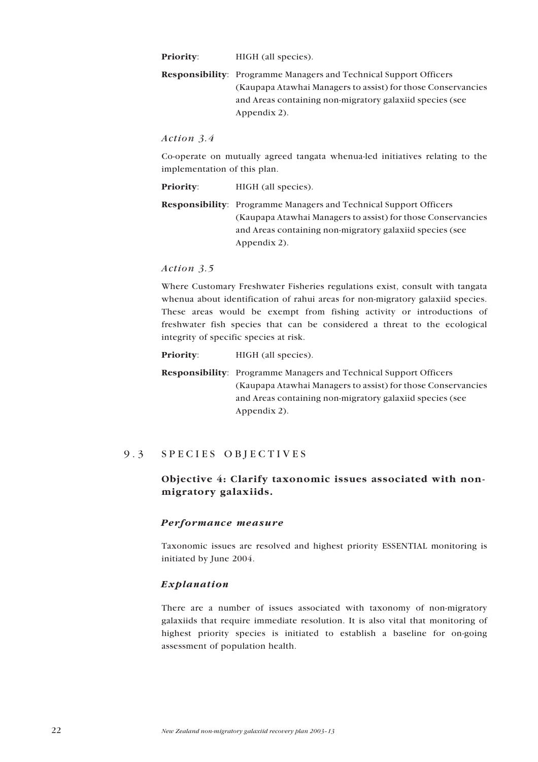**Priority**: HIGH (all species).

**Responsibility**: Programme Managers and Technical Support Officers (Kaupapa Atawhai Managers to assist) for those Conservancies and Areas containing non-migratory galaxiid species (see Appendix 2).

*Action 3.4*

Co-operate on mutually agreed tangata whenua-led initiatives relating to the implementation of this plan.

**Priority**: HIGH (all species).

**Responsibility**: Programme Managers and Technical Support Officers (Kaupapa Atawhai Managers to assist) for those Conservancies and Areas containing non-migratory galaxiid species (see Appendix 2).

*Action 3.5*

Where Customary Freshwater Fisheries regulations exist, consult with tangata whenua about identification of rahui areas for non-migratory galaxiid species. These areas would be exempt from fishing activity or introductions of freshwater fish species that can be considered a threat to the ecological integrity of specific species at risk.

**Priority**: HIGH (all species).

**Responsibility**: Programme Managers and Technical Support Officers (Kaupapa Atawhai Managers to assist) for those Conservancies and Areas containing non-migratory galaxiid species (see Appendix 2).

## 9.3 SPECIES OBJECTIVES

### Objective 4: Clarify taxonomic issues associated with non-migratory galaxiids.

#### *Performance measure*

Taxonomic issues are resolved and highest priority ESSENTIAL monitoring is initiated by June 2004.

#### *Explanation*

There are a number of issues associated with taxonomy of non-migratory galaxiids that require immediate resolution. It is also vital that monitoring of highest priority species is initiated to establish a baseline for on-going assessment of population health.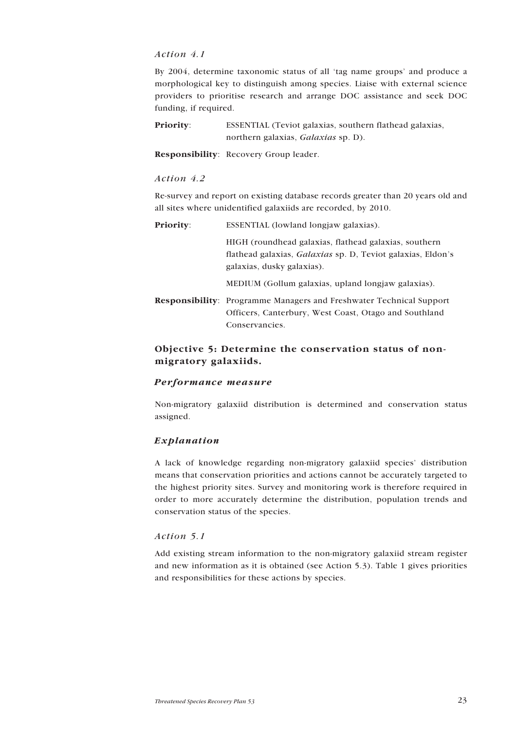*Action 4.1*

By 2004, determine taxonomic status of all 'tag name groups' and produce a morphological key to distinguish among species. Liaise with external science providers to prioritise research and arrange DOC assistance and seek DOC funding, if required.

**Priority**: ESSENTIAL (Teviot galaxias, southern flathead galaxias, northern galaxias, *Galaxias* sp. D).

**Responsibility**: Recovery Group leader.

*Action 4.2*

Re-survey and report on existing database records greater than 20 years old and all sites where unidentified galaxiids are recorded, by 2010.

**Priority**: ESSENTIAL (lowland longjaw galaxias).

HIGH (roundhead galaxias, flathead galaxias, southern flathead galaxias, *Galaxias* sp. D, Teviot galaxias, Eldon's galaxias, dusky galaxias).

MEDIUM (Gollum galaxias, upland longjaw galaxias).

**Responsibility**: Programme Managers and Freshwater Technical Support Officers, Canterbury, West Coast, Otago and Southland Conservancies.

### Objective 5: Determine the conservation status of non-migratory galaxiids.

#### *Performance measure*

Non-migratory galaxiid distribution is determined and conservation status assigned.

#### *Explanation*

A lack of knowledge regarding non-migratory galaxiid species' distribution means that conservation priorities and actions cannot be accurately targeted to the highest priority sites. Survey and monitoring work is therefore required in order to more accurately determine the distribution, population trends and conservation status of the species.

*Action 5.1*

Add existing stream information to the non-migratory galaxiid stream register and new information as it is obtained (see Action 5.3). Table 1 gives priorities and responsibilities for these actions by species.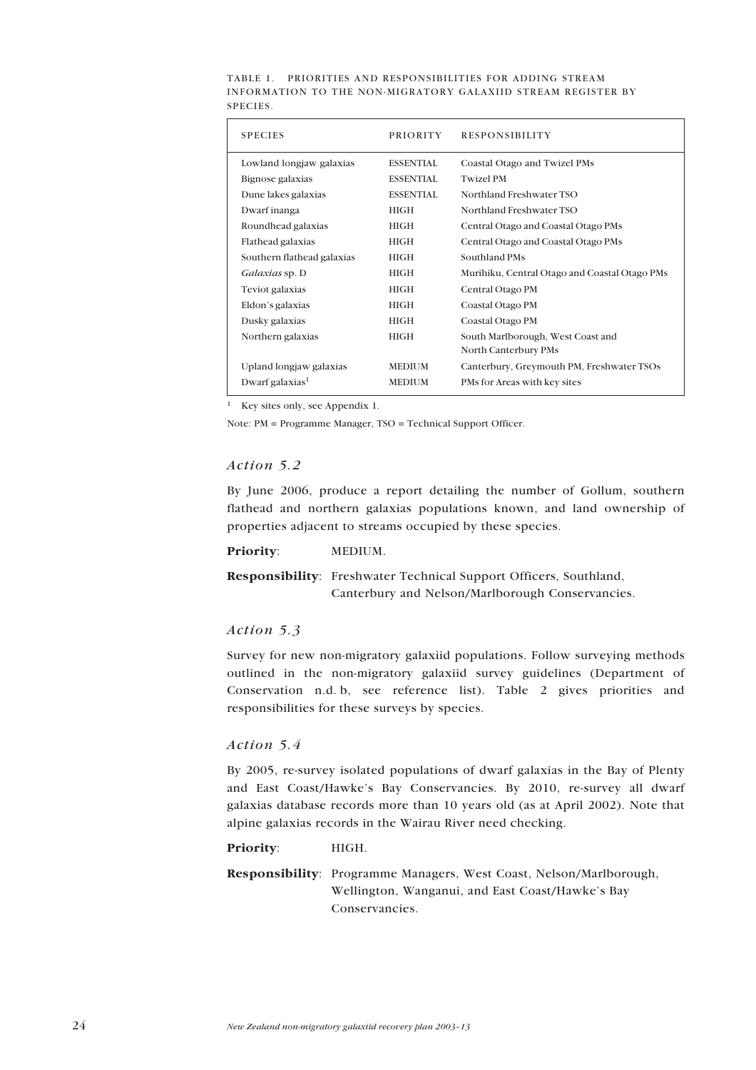TABLE 1. PRIORITIES AND RESPONSIBILITIES FOR ADDING STREAM INFORMATION TO THE NON-MIGRATORY GALAXIID STREAM REGISTER BY SPECIES.

| SPECIES | PRIORITY | RESPONSIBILITY |
|---|---|---|
| Lowland longjaw galaxias | ESSENTIAL | Coastal Otago and Twizel PMs |
| Bignose galaxias | ESSENTIAL | Twizel PM |
| Dune lakes galaxias | ESSENTIAL | Northland Freshwater TSO |
| Dwarf inanga | HIGH | Northland Freshwater TSO |
| Roundhead galaxias | HIGH | Central Otago and Coastal Otago PMs |
| Flathead galaxias | HIGH | Central Otago and Coastal Otago PMs |
| Southern flathead galaxias | HIGH | Southland PMs |
| *Galaxias* sp. D | HIGH | Murihiku, Central Otago and Coastal Otago PMs |
| Teviot galaxias | HIGH | Central Otago PM |
| Eldon's galaxias | HIGH | Coastal Otago PM |
| Dusky galaxias | HIGH | Coastal Otago PM |
| Northern galaxias | HIGH | South Marlborough, West Coast and North Canterbury PMs |
| Upland longjaw galaxias | MEDIUM | Canterbury, Greymouth PM, Freshwater TSOs |
| Dwarf galaxias[1] | MEDIUM | PMs for Areas with key sites |

[1] Key sites only, see Appendix 1.

Note: PM = Programme Manager, TSO = Technical Support Officer.

### *Action 5.2*

By June 2006, produce a report detailing the number of Gollum, southern flathead and northern galaxias populations known, and land ownership of properties adjacent to streams occupied by these species.

**Priority**: MEDIUM.

**Responsibility**: Freshwater Technical Support Officers, Southland, Canterbury and Nelson/Marlborough Conservancies.

### *Action 5.3*

Survey for new non-migratory galaxiid populations. Follow surveying methods outlined in the non-migratory galaxiid survey guidelines (Department of Conservation n.d. b, see reference list). Table 2 gives priorities and responsibilities for these surveys by species.

### *Action 5.4*

By 2005, re-survey isolated populations of dwarf galaxias in the Bay of Plenty and East Coast/Hawke's Bay Conservancies. By 2010, re-survey all dwarf galaxias database records more than 10 years old (as at April 2002). Note that alpine galaxias records in the Wairau River need checking.

**Priority**: HIGH.

**Responsibility**: Programme Managers, West Coast, Nelson/Marlborough, Wellington, Wanganui, and East Coast/Hawke's Bay Conservancies.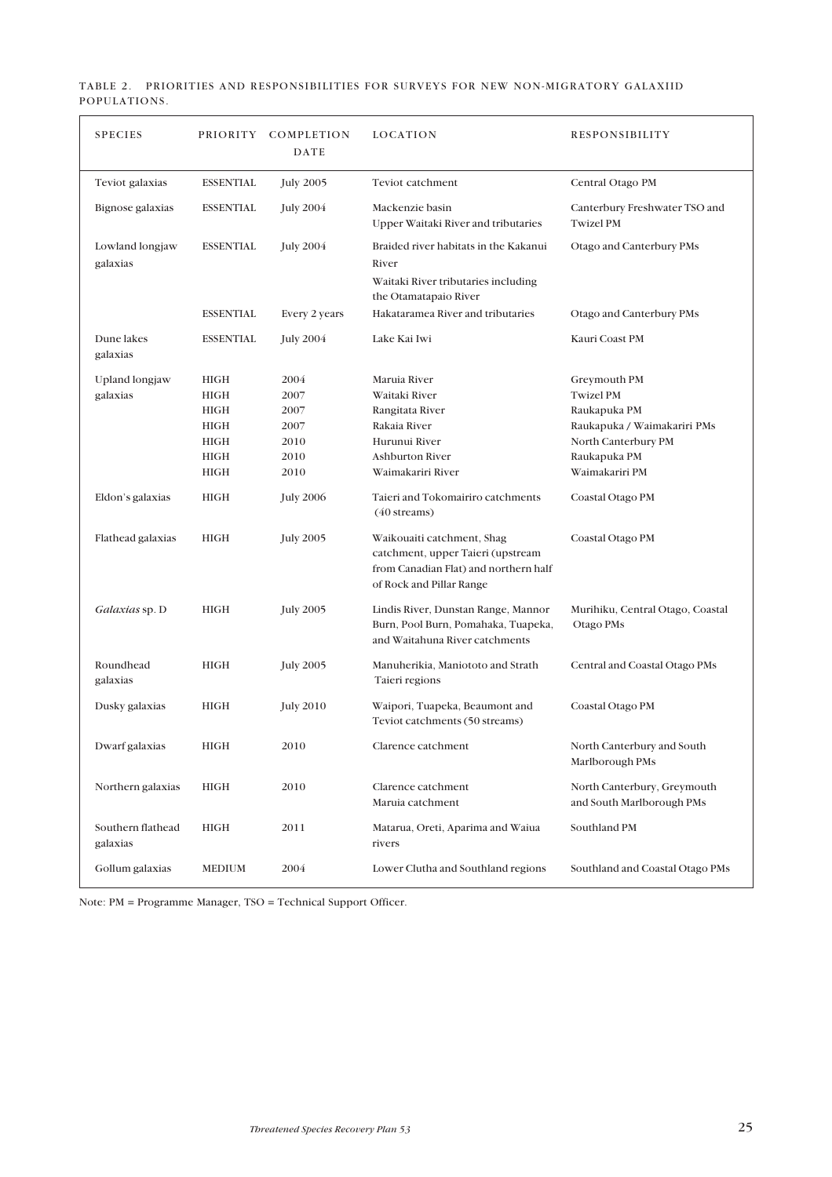TABLE 2. PRIORITIES AND RESPONSIBILITIES FOR SURVEYS FOR NEW NON-MIGRATORY GALAXIID POPULATIONS.

| SPECIES | PRIORITY | COMPLETION DATE | LOCATION | RESPONSIBILITY |
|---|---|---|---|---|
| Teviot galaxias | ESSENTIAL | July 2005 | Teviot catchment | Central Otago PM |
| Bignose galaxias | ESSENTIAL | July 2004 | Mackenzie basin<br>Upper Waitaki River and tributaries | Canterbury Freshwater TSO and Twizel PM |
| Lowland longjaw galaxias | ESSENTIAL | July 2004 | Braided river habitats in the Kakanui River<br>Waitaki River tributaries including the Otamatapaio River | Otago and Canterbury PMs |
| | ESSENTIAL | Every 2 years | Hakataramea River and tributaries | Otago and Canterbury PMs |
| Dune lakes galaxias | ESSENTIAL | July 2004 | Lake Kai Iwi | Kauri Coast PM |
| Upland longjaw galaxias | HIGH | 2004 | Maruia River | Greymouth PM |
| | HIGH | 2007 | Waitaki River | Twizel PM |
| | HIGH | 2007 | Rangitata River | Raukapuka PM |
| | HIGH | 2007 | Rakaia River | Raukapuka / Waimakariri PMs |
| | HIGH | 2010 | Hurunui River | North Canterbury PM |
| | HIGH | 2010 | Ashburton River | Raukapuka PM |
| | HIGH | 2010 | Waimakariri River | Waimakariri PM |
| Eldon's galaxias | HIGH | July 2006 | Taieri and Tokomairiro catchments (40 streams) | Coastal Otago PM |
| Flathead galaxias | HIGH | July 2005 | Waikouaiti catchment, Shag catchment, upper Taieri (upstream from Canadian Flat) and northern half of Rock and Pillar Range | Coastal Otago PM |
| *Galaxias* sp. D | HIGH | July 2005 | Lindis River, Dunstan Range, Mannor Burn, Pool Burn, Pomahaka, Tuapeka, and Waitahuna River catchments | Murihiku, Central Otago, Coastal Otago PMs |
| Roundhead galaxias | HIGH | July 2005 | Manuherikia, Maniototo and Strath Taieri regions | Central and Coastal Otago PMs |
| Dusky galaxias | HIGH | July 2010 | Waipori, Tuapeka, Beaumont and Teviot catchments (50 streams) | Coastal Otago PM |
| Dwarf galaxias | HIGH | 2010 | Clarence catchment | North Canterbury and South Marlborough PMs |
| Northern galaxias | HIGH | 2010 | Clarence catchment<br>Maruia catchment | North Canterbury, Greymouth and South Marlborough PMs |
| Southern flathead galaxias | HIGH | 2011 | Matarua, Oreti, Aparima and Waiua rivers | Southland PM |
| Gollum galaxias | MEDIUM | 2004 | Lower Clutha and Southland regions | Southland and Coastal Otago PMs |

Note: PM = Programme Manager, TSO = Technical Support Officer.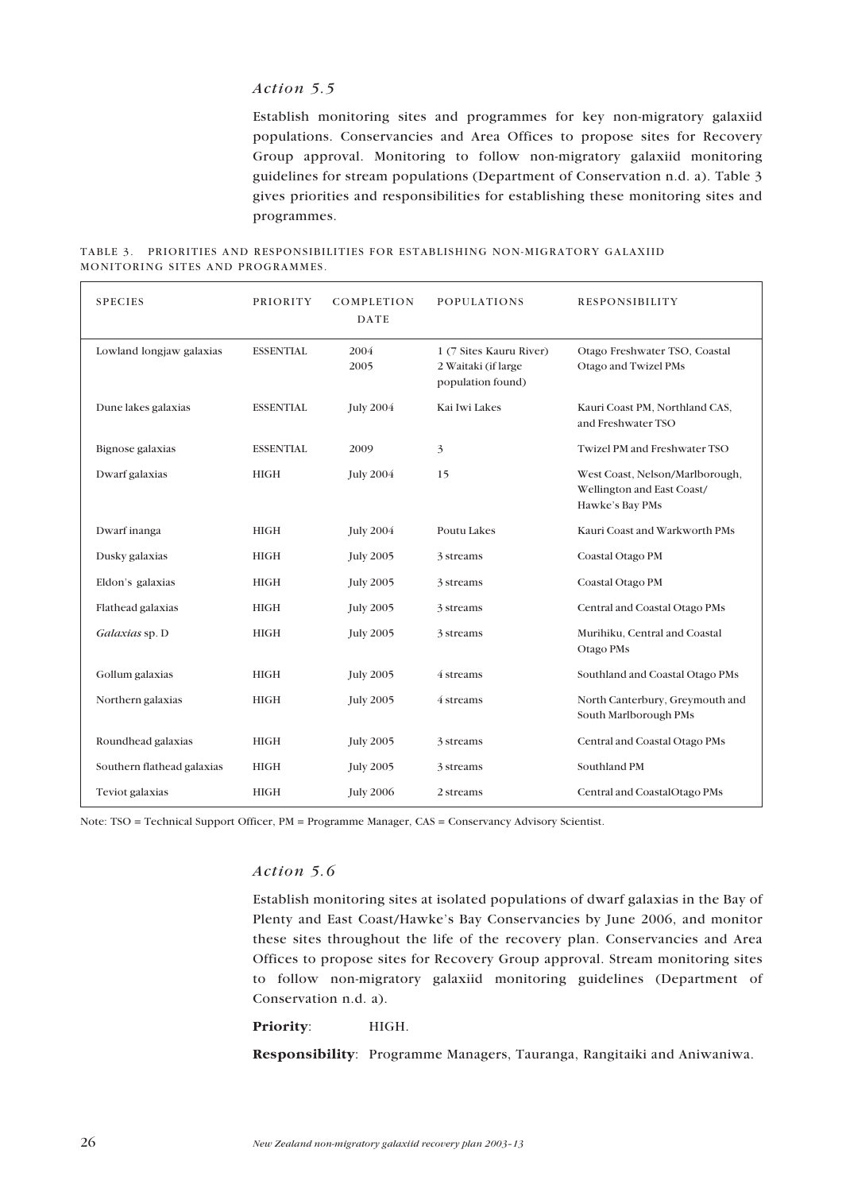### *Action 5.5*

Establish monitoring sites and programmes for key non-migratory galaxiid populations. Conservancies and Area Offices to propose sites for Recovery Group approval. Monitoring to follow non-migratory galaxiid monitoring guidelines for stream populations (Department of Conservation n.d. a). Table 3 gives priorities and responsibilities for establishing these monitoring sites and programmes.

TABLE 3. PRIORITIES AND RESPONSIBILITIES FOR ESTABLISHING NON-MIGRATORY GALAXIID MONITORING SITES AND PROGRAMMES.

| SPECIES | PRIORITY | COMPLETION DATE | POPULATIONS | RESPONSIBILITY |
|---|---|---|---|---|
| Lowland longjaw galaxias | ESSENTIAL | 2004<br>2005 | 1 (7 Sites Kauru River)<br>2 Waitaki (if large population found) | Otago Freshwater TSO, Coastal Otago and Twizel PMs |
| Dune lakes galaxias | ESSENTIAL | July 2004 | Kai Iwi Lakes | Kauri Coast PM, Northland CAS, and Freshwater TSO |
| Bignose galaxias | ESSENTIAL | 2009 | 3 | Twizel PM and Freshwater TSO |
| Dwarf galaxias | HIGH | July 2004 | 15 | West Coast, Nelson/Marlborough, Wellington and East Coast/ Hawke's Bay PMs |
| Dwarf inanga | HIGH | July 2004 | Poutu Lakes | Kauri Coast and Warkworth PMs |
| Dusky galaxias | HIGH | July 2005 | 3 streams | Coastal Otago PM |
| Eldon's galaxias | HIGH | July 2005 | 3 streams | Coastal Otago PM |
| Flathead galaxias | HIGH | July 2005 | 3 streams | Central and Coastal Otago PMs |
| *Galaxias* sp. D | HIGH | July 2005 | 3 streams | Murihiku, Central and Coastal Otago PMs |
| Gollum galaxias | HIGH | July 2005 | 4 streams | Southland and Coastal Otago PMs |
| Northern galaxias | HIGH | July 2005 | 4 streams | North Canterbury, Greymouth and South Marlborough PMs |
| Roundhead galaxias | HIGH | July 2005 | 3 streams | Central and Coastal Otago PMs |
| Southern flathead galaxias | HIGH | July 2005 | 3 streams | Southland PM |
| Teviot galaxias | HIGH | July 2006 | 2 streams | Central and CoastalOtago PMs |

Note: TSO = Technical Support Officer, PM = Programme Manager, CAS = Conservancy Advisory Scientist.

### *Action 5.6*

Establish monitoring sites at isolated populations of dwarf galaxias in the Bay of Plenty and East Coast/Hawke's Bay Conservancies by June 2006, and monitor these sites throughout the life of the recovery plan. Conservancies and Area Offices to propose sites for Recovery Group approval. Stream monitoring sites to follow non-migratory galaxiid monitoring guidelines (Department of Conservation n.d. a).

**Priority**: HIGH.

**Responsibility**: Programme Managers, Tauranga, Rangitaiki and Aniwaniwa.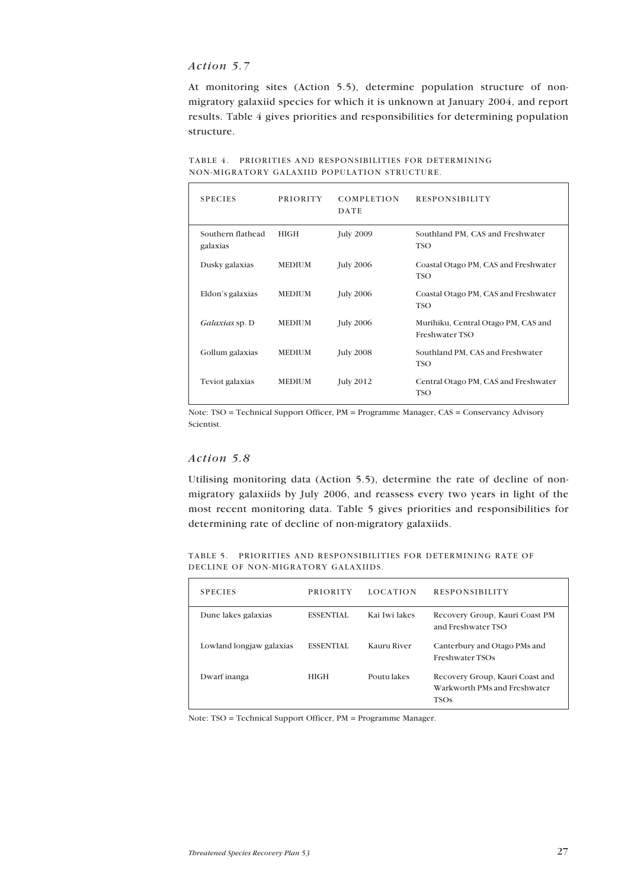### *Action 5.7*

At monitoring sites (Action 5.5), determine population structure of non-migratory galaxiid species for which it is unknown at January 2004, and report results. Table 4 gives priorities and responsibilities for determining population structure.

TABLE 4. PRIORITIES AND RESPONSIBILITIES FOR DETERMINING NON-MIGRATORY GALAXIID POPULATION STRUCTURE.

| SPECIES | PRIORITY | COMPLETION DATE | RESPONSIBILITY |
|---|---|---|---|
| Southern flathead galaxias | HIGH | July 2009 | Southland PM, CAS and Freshwater TSO |
| Dusky galaxias | MEDIUM | July 2006 | Coastal Otago PM, CAS and Freshwater TSO |
| Eldon's galaxias | MEDIUM | July 2006 | Coastal Otago PM, CAS and Freshwater TSO |
| *Galaxias* sp. D | MEDIUM | July 2006 | Murihiku, Central Otago PM, CAS and Freshwater TSO |
| Gollum galaxias | MEDIUM | July 2008 | Southland PM, CAS and Freshwater TSO |
| Teviot galaxias | MEDIUM | July 2012 | Central Otago PM, CAS and Freshwater TSO |

Note: TSO = Technical Support Officer, PM = Programme Manager, CAS = Conservancy Advisory Scientist.

### *Action 5.8*

Utilising monitoring data (Action 5.5), determine the rate of decline of non-migratory galaxiids by July 2006, and reassess every two years in light of the most recent monitoring data. Table 5 gives priorities and responsibilities for determining rate of decline of non-migratory galaxiids.

TABLE 5. PRIORITIES AND RESPONSIBILITIES FOR DETERMINING RATE OF DECLINE OF NON-MIGRATORY GALAXIIDS.

| SPECIES | PRIORITY | LOCATION | RESPONSIBILITY |
|---|---|---|---|
| Dune lakes galaxias | ESSENTIAL | Kai Iwi lakes | Recovery Group, Kauri Coast PM and Freshwater TSO |
| Lowland longjaw galaxias | ESSENTIAL | Kauru River | Canterbury and Otago PMs and Freshwater TSOs |
| Dwarf inanga | HIGH | Poutu lakes | Recovery Group, Kauri Coast and Warkworth PMs and Freshwater TSOs |

Note: TSO = Technical Support Officer, PM = Programme Manager.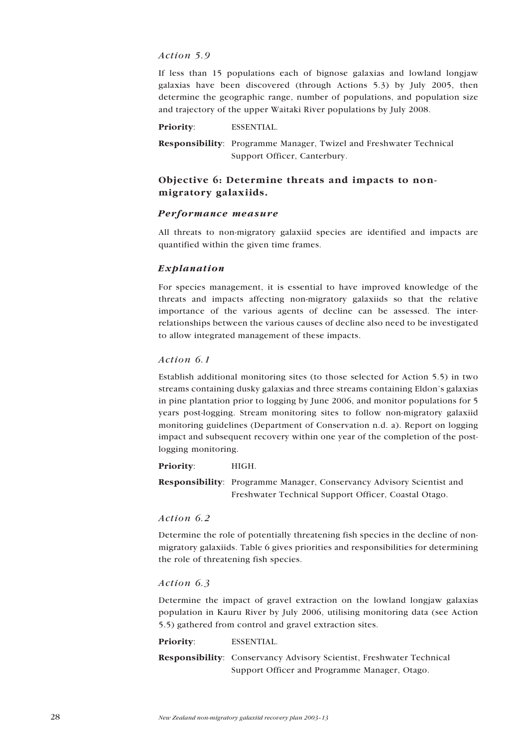### *Action 5.9*

If less than 15 populations each of bignose galaxias and lowland longjaw galaxias have been discovered (through Actions 5.3) by July 2005, then determine the geographic range, number of populations, and population size and trajectory of the upper Waitaki River populations by July 2008.

**Priority**: ESSENTIAL.

**Responsibility**: Programme Manager, Twizel and Freshwater Technical Support Officer, Canterbury.

## Objective 6: Determine threats and impacts to non-migratory galaxiids.

### *Performance measure*

All threats to non-migratory galaxiid species are identified and impacts are quantified within the given time frames.

### *Explanation*

For species management, it is essential to have improved knowledge of the threats and impacts affecting non-migratory galaxiids so that the relative importance of the various agents of decline can be assessed. The inter-relationships between the various causes of decline also need to be investigated to allow integrated management of these impacts.

### *Action 6.1*

Establish additional monitoring sites (to those selected for Action 5.5) in two streams containing dusky galaxias and three streams containing Eldon's galaxias in pine plantation prior to logging by June 2006, and monitor populations for 5 years post-logging. Stream monitoring sites to follow non-migratory galaxiid monitoring guidelines (Department of Conservation n.d. a). Report on logging impact and subsequent recovery within one year of the completion of the post-logging monitoring.

**Priority**: HIGH.

**Responsibility**: Programme Manager, Conservancy Advisory Scientist and Freshwater Technical Support Officer, Coastal Otago.

### *Action 6.2*

Determine the role of potentially threatening fish species in the decline of non-migratory galaxiids. Table 6 gives priorities and responsibilities for determining the role of threatening fish species.

### *Action 6.3*

Determine the impact of gravel extraction on the lowland longjaw galaxias population in Kauru River by July 2006, utilising monitoring data (see Action 5.5) gathered from control and gravel extraction sites.

**Priority**: ESSENTIAL.

**Responsibility**: Conservancy Advisory Scientist, Freshwater Technical Support Officer and Programme Manager, Otago.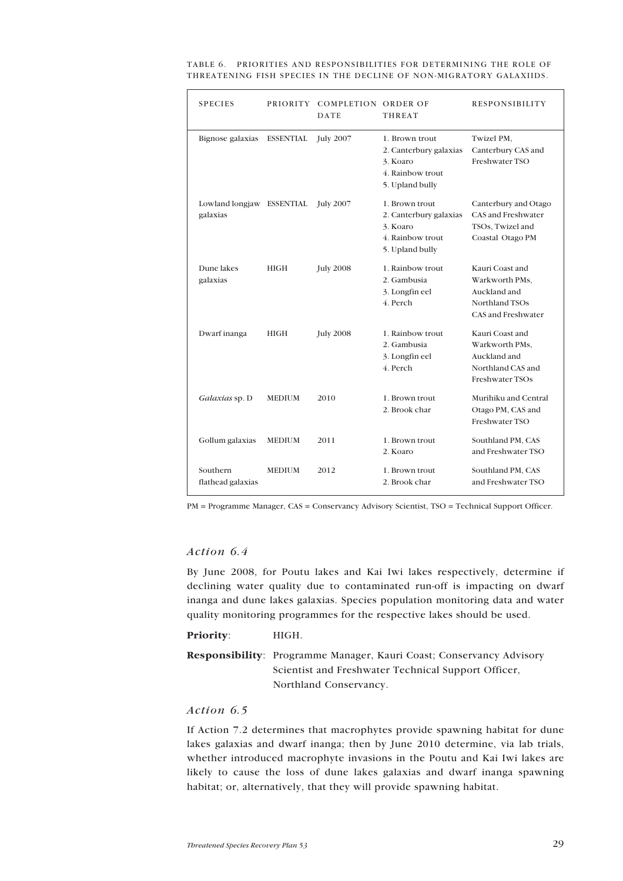TABLE 6. PRIORITIES AND RESPONSIBILITIES FOR DETERMINING THE ROLE OF THREATENING FISH SPECIES IN THE DECLINE OF NON-MIGRATORY GALAXIIDS.

| SPECIES | PRIORITY | COMPLETION DATE | ORDER OF THREAT | RESPONSIBILITY |
|---|---|---|---|---|
| Bignose galaxias | ESSENTIAL | July 2007 | 1. Brown trout<br>2. Canterbury galaxias<br>3. Koaro<br>4. Rainbow trout<br>5. Upland bully | Twizel PM, Canterbury CAS and Freshwater TSO |
| Lowland longjaw galaxias | ESSENTIAL | July 2007 | 1. Brown trout<br>2. Canterbury galaxias<br>3. Koaro<br>4. Rainbow trout<br>5. Upland bully | Canterbury and Otago CAS and Freshwater TSOs, Twizel and Coastal Otago PM |
| Dune lakes galaxias | HIGH | July 2008 | 1. Rainbow trout<br>2. Gambusia<br>3. Longfin eel<br>4. Perch | Kauri Coast and Warkworth PMs, Auckland and Northland TSOs CAS and Freshwater |
| Dwarf inanga | HIGH | July 2008 | 1. Rainbow trout<br>2. Gambusia<br>3. Longfin eel<br>4. Perch | Kauri Coast and Warkworth PMs, Auckland and Northland CAS and Freshwater TSOs |
| *Galaxias* sp. D | MEDIUM | 2010 | 1. Brown trout<br>2. Brook char | Murihiku and Central Otago PM, CAS and Freshwater TSO |
| Gollum galaxias | MEDIUM | 2011 | 1. Brown trout<br>2. Koaro | Southland PM, CAS and Freshwater TSO |
| Southern flathead galaxias | MEDIUM | 2012 | 1. Brown trout<br>2. Brook char | Southland PM, CAS and Freshwater TSO |

PM = Programme Manager, CAS = Conservancy Advisory Scientist, TSO = Technical Support Officer.

### *Action 6.4*

By June 2008, for Poutu lakes and Kai Iwi lakes respectively, determine if declining water quality due to contaminated run-off is impacting on dwarf inanga and dune lakes galaxias. Species population monitoring data and water quality monitoring programmes for the respective lakes should be used.

**Priority**: HIGH.

**Responsibility**: Programme Manager, Kauri Coast; Conservancy Advisory Scientist and Freshwater Technical Support Officer, Northland Conservancy.

### *Action 6.5*

If Action 7.2 determines that macrophytes provide spawning habitat for dune lakes galaxias and dwarf inanga; then by June 2010 determine, via lab trials, whether introduced macrophyte invasions in the Poutu and Kai Iwi lakes are likely to cause the loss of dune lakes galaxias and dwarf inanga spawning habitat; or, alternatively, that they will provide spawning habitat.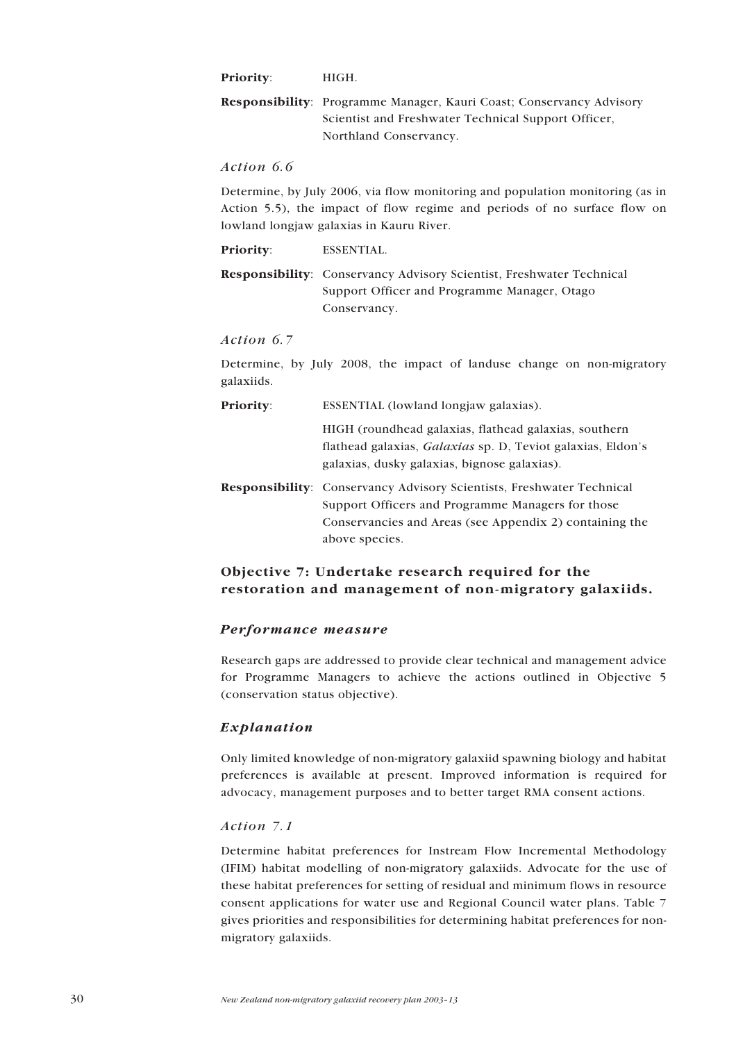**Priority**: HIGH.

**Responsibility**: Programme Manager, Kauri Coast; Conservancy Advisory Scientist and Freshwater Technical Support Officer, Northland Conservancy.

#### *Action 6.6*

Determine, by July 2006, via flow monitoring and population monitoring (as in Action 5.5), the impact of flow regime and periods of no surface flow on lowland longjaw galaxias in Kauru River.

**Priority**: ESSENTIAL.

**Responsibility**: Conservancy Advisory Scientist, Freshwater Technical Support Officer and Programme Manager, Otago Conservancy.

#### *Action 6.7*

Determine, by July 2008, the impact of landuse change on non-migratory galaxiids.

**Priority**: ESSENTIAL (lowland longjaw galaxias).

HIGH (roundhead galaxias, flathead galaxias, southern flathead galaxias, *Galaxias* sp. D, Teviot galaxias, Eldon's galaxias, dusky galaxias, bignose galaxias).

**Responsibility**: Conservancy Advisory Scientists, Freshwater Technical Support Officers and Programme Managers for those Conservancies and Areas (see Appendix 2) containing the above species.

## Objective 7: Undertake research required for the restoration and management of non-migratory galaxiids.

### *Performance measure*

Research gaps are addressed to provide clear technical and management advice for Programme Managers to achieve the actions outlined in Objective 5 (conservation status objective).

### *Explanation*

Only limited knowledge of non-migratory galaxiid spawning biology and habitat preferences is available at present. Improved information is required for advocacy, management purposes and to better target RMA consent actions.

#### *Action 7.1*

Determine habitat preferences for Instream Flow Incremental Methodology (IFIM) habitat modelling of non-migratory galaxiids. Advocate for the use of these habitat preferences for setting of residual and minimum flows in resource consent applications for water use and Regional Council water plans. Table 7 gives priorities and responsibilities for determining habitat preferences for non-migratory galaxiids.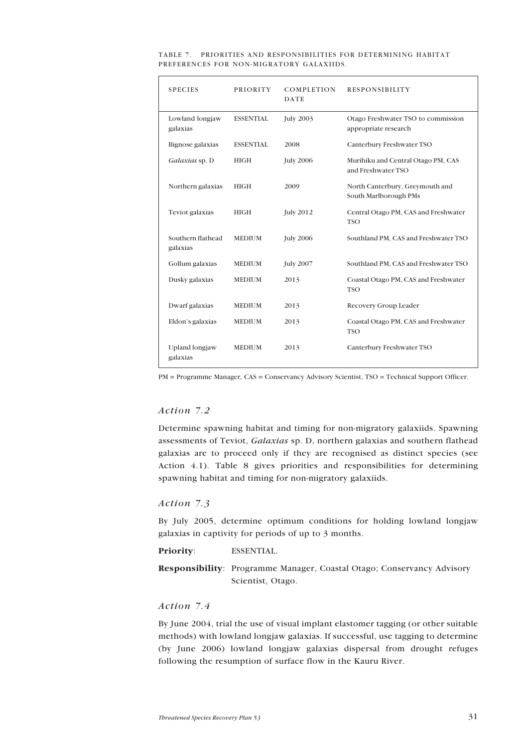TABLE 7. PRIORITIES AND RESPONSIBILITIES FOR DETERMINING HABITAT PREFERENCES FOR NON-MIGRATORY GALAXIIDS.

| SPECIES | PRIORITY | COMPLETION DATE | RESPONSIBILITY |
|---|---|---|---|
| Lowland longjaw galaxias | ESSENTIAL | July 2003 | Otago Freshwater TSO to commission appropriate research |
| Bignose galaxias | ESSENTIAL | 2008 | Canterbury Freshwater TSO |
| *Galaxias* sp. D | HIGH | July 2006 | Murihiku and Central Otago PM, CAS and Freshwater TSO |
| Northern galaxias | HIGH | 2009 | North Canterbury, Greymouth and South Marlborough PMs |
| Teviot galaxias | HIGH | July 2012 | Central Otago PM, CAS and Freshwater TSO |
| Southern flathead galaxias | MEDIUM | July 2006 | Southland PM, CAS and Freshwater TSO |
| Gollum galaxias | MEDIUM | July 2007 | Southland PM, CAS and Freshwater TSO |
| Dusky galaxias | MEDIUM | 2013 | Coastal Otago PM, CAS and Freshwater TSO |
| Dwarf galaxias | MEDIUM | 2013 | Recovery Group Leader |
| Eldon's galaxias | MEDIUM | 2013 | Coastal Otago PM, CAS and Freshwater TSO |
| Upland longjaw galaxias | MEDIUM | 2013 | Canterbury Freshwater TSO |

PM = Programme Manager, CAS = Conservancy Advisory Scientist, TSO = Technical Support Officer.

### *Action 7.2*

Determine spawning habitat and timing for non-migratory galaxiids. Spawning assessments of Teviot, *Galaxias* sp. D, northern galaxias and southern flathead galaxias are to proceed only if they are recognised as distinct species (see Action 4.1). Table 8 gives priorities and responsibilities for determining spawning habitat and timing for non-migratory galaxiids.

### *Action 7.3*

By July 2005, determine optimum conditions for holding lowland longjaw galaxias in captivity for periods of up to 3 months.

**Priority**: ESSENTIAL.

**Responsibility**: Programme Manager, Coastal Otago; Conservancy Advisory Scientist, Otago.

### *Action 7.4*

By June 2004, trial the use of visual implant elastomer tagging (or other suitable methods) with lowland longjaw galaxias. If successful, use tagging to determine (by June 2006) lowland longjaw galaxias dispersal from drought refuges following the resumption of surface flow in the Kauru River.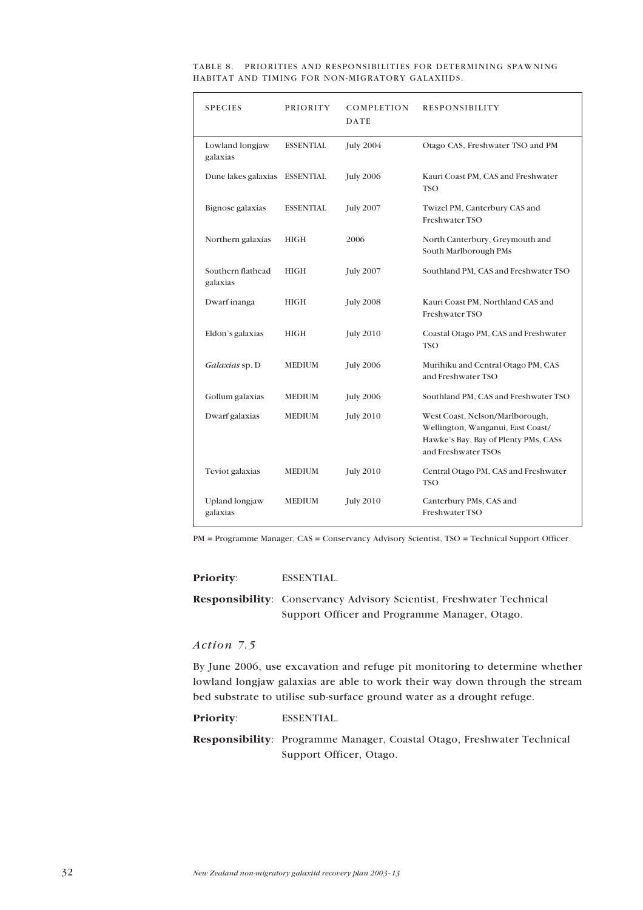TABLE 8. PRIORITIES AND RESPONSIBILITIES FOR DETERMINING SPAWNING HABITAT AND TIMING FOR NON-MIGRATORY GALAXIIDS.

| SPECIES | PRIORITY | COMPLETION DATE | RESPONSIBILITY |
|---|---|---|---|
| Lowland longjaw galaxias | ESSENTIAL | July 2004 | Otago CAS, Freshwater TSO and PM |
| Dune lakes galaxias | ESSENTIAL | July 2006 | Kauri Coast PM, CAS and Freshwater TSO |
| Bignose galaxias | ESSENTIAL | July 2007 | Twizel PM, Canterbury CAS and Freshwater TSO |
| Northern galaxias | HIGH | 2006 | North Canterbury, Greymouth and South Marlborough PMs |
| Southern flathead galaxias | HIGH | July 2007 | Southland PM, CAS and Freshwater TSO |
| Dwarf inanga | HIGH | July 2008 | Kauri Coast PM, Northland CAS and Freshwater TSO |
| Eldon's galaxias | HIGH | July 2010 | Coastal Otago PM, CAS and Freshwater TSO |
| *Galaxias* sp. D | MEDIUM | July 2006 | Murihiku and Central Otago PM, CAS and Freshwater TSO |
| Gollum galaxias | MEDIUM | July 2006 | Southland PM, CAS and Freshwater TSO |
| Dwarf galaxias | MEDIUM | July 2010 | West Coast, Nelson/Marlborough, Wellington, Wanganui, East Coast/ Hawke's Bay, Bay of Plenty PMs, CASs and Freshwater TSOs |
| Teviot galaxias | MEDIUM | July 2010 | Central Otago PM, CAS and Freshwater TSO |
| Upland longjaw galaxias | MEDIUM | July 2010 | Canterbury PMs, CAS and Freshwater TSO |

PM = Programme Manager, CAS = Conservancy Advisory Scientist, TSO = Technical Support Officer.

**Priority**: ESSENTIAL.

**Responsibility**: Conservancy Advisory Scientist, Freshwater Technical Support Officer and Programme Manager, Otago.

### *Action 7.5*

By June 2006, use excavation and refuge pit monitoring to determine whether lowland longjaw galaxias are able to work their way down through the stream bed substrate to utilise sub-surface ground water as a drought refuge.

**Priority**: ESSENTIAL.

**Responsibility**: Programme Manager, Coastal Otago, Freshwater Technical Support Officer, Otago.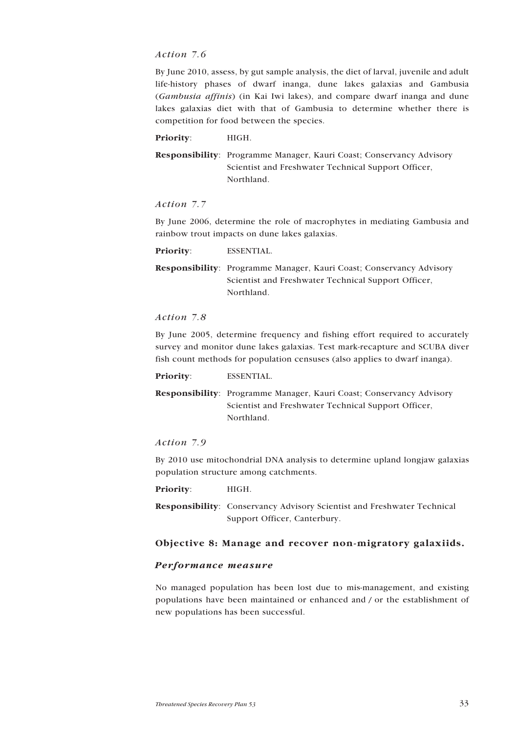### *Action 7.6*

By June 2010, assess, by gut sample analysis, the diet of larval, juvenile and adult life-history phases of dwarf inanga, dune lakes galaxias and Gambusia (*Gambusia affinis*) (in Kai Iwi lakes), and compare dwarf inanga and dune lakes galaxias diet with that of Gambusia to determine whether there is competition for food between the species.

**Priority**: HIGH.

**Responsibility**: Programme Manager, Kauri Coast; Conservancy Advisory Scientist and Freshwater Technical Support Officer, Northland.

### *Action 7.7*

By June 2006, determine the role of macrophytes in mediating Gambusia and rainbow trout impacts on dune lakes galaxias.

**Priority**: ESSENTIAL.

**Responsibility**: Programme Manager, Kauri Coast; Conservancy Advisory Scientist and Freshwater Technical Support Officer, Northland.

### *Action 7.8*

By June 2005, determine frequency and fishing effort required to accurately survey and monitor dune lakes galaxias. Test mark-recapture and SCUBA diver fish count methods for population censuses (also applies to dwarf inanga).

**Priority**: ESSENTIAL.

**Responsibility**: Programme Manager, Kauri Coast; Conservancy Advisory Scientist and Freshwater Technical Support Officer, Northland.

### *Action 7.9*

By 2010 use mitochondrial DNA analysis to determine upland longjaw galaxias population structure among catchments.

**Priority**: HIGH.

**Responsibility**: Conservancy Advisory Scientist and Freshwater Technical Support Officer, Canterbury.

## Objective 8: Manage and recover non-migratory galaxiids.

### *Performance measure*

No managed population has been lost due to mis-management, and existing populations have been maintained or enhanced and / or the establishment of new populations has been successful.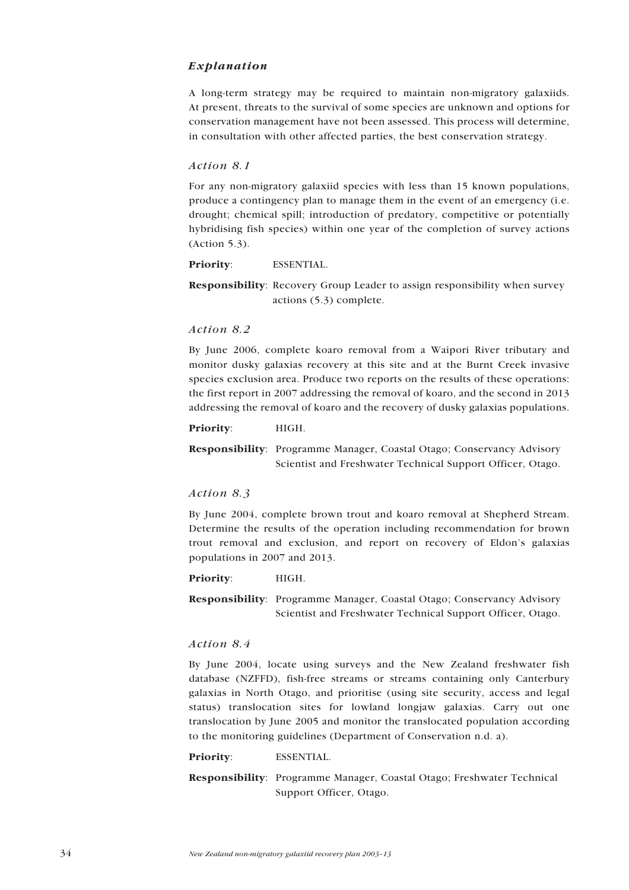### *Explanation*

A long-term strategy may be required to maintain non-migratory galaxiids. At present, threats to the survival of some species are unknown and options for conservation management have not been assessed. This process will determine, in consultation with other affected parties, the best conservation strategy.

#### *Action 8.1*

For any non-migratory galaxiid species with less than 15 known populations, produce a contingency plan to manage them in the event of an emergency (i.e. drought; chemical spill; introduction of predatory, competitive or potentially hybridising fish species) within one year of the completion of survey actions (Action 5.3).

**Priority**: ESSENTIAL.

**Responsibility**: Recovery Group Leader to assign responsibility when survey actions (5.3) complete.

#### *Action 8.2*

By June 2006, complete koaro removal from a Waipori River tributary and monitor dusky galaxias recovery at this site and at the Burnt Creek invasive species exclusion area. Produce two reports on the results of these operations: the first report in 2007 addressing the removal of koaro, and the second in 2013 addressing the removal of koaro and the recovery of dusky galaxias populations.

**Priority**: HIGH.

**Responsibility**: Programme Manager, Coastal Otago; Conservancy Advisory Scientist and Freshwater Technical Support Officer, Otago.

#### *Action 8.3*

By June 2004, complete brown trout and koaro removal at Shepherd Stream. Determine the results of the operation including recommendation for brown trout removal and exclusion, and report on recovery of Eldon's galaxias populations in 2007 and 2013.

**Priority**: HIGH.

**Responsibility**: Programme Manager, Coastal Otago; Conservancy Advisory Scientist and Freshwater Technical Support Officer, Otago.

#### *Action 8.4*

By June 2004, locate using surveys and the New Zealand freshwater fish database (NZFFD), fish-free streams or streams containing only Canterbury galaxias in North Otago, and prioritise (using site security, access and legal status) translocation sites for lowland longjaw galaxias. Carry out one translocation by June 2005 and monitor the translocated population according to the monitoring guidelines (Department of Conservation n.d. a).

**Priority**: ESSENTIAL.

**Responsibility**: Programme Manager, Coastal Otago; Freshwater Technical Support Officer, Otago.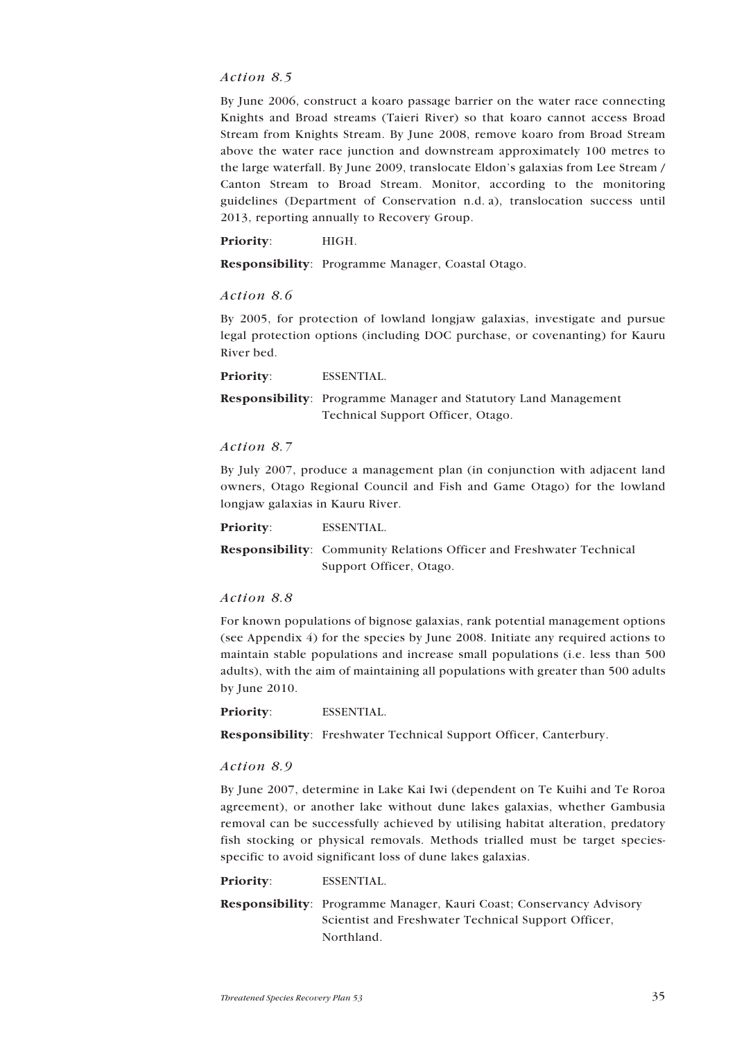*Action 8.5*

By June 2006, construct a koaro passage barrier on the water race connecting Knights and Broad streams (Taieri River) so that koaro cannot access Broad Stream from Knights Stream. By June 2008, remove koaro from Broad Stream above the water race junction and downstream approximately 100 metres to the large waterfall. By June 2009, translocate Eldon's galaxias from Lee Stream / Canton Stream to Broad Stream. Monitor, according to the monitoring guidelines (Department of Conservation n.d. a), translocation success until 2013, reporting annually to Recovery Group.

**Priority**: HIGH.

**Responsibility**: Programme Manager, Coastal Otago.

*Action 8.6*

By 2005, for protection of lowland longjaw galaxias, investigate and pursue legal protection options (including DOC purchase, or covenanting) for Kauru River bed.

**Priority**: ESSENTIAL.

**Responsibility**: Programme Manager and Statutory Land Management Technical Support Officer, Otago.

*Action 8.7*

By July 2007, produce a management plan (in conjunction with adjacent land owners, Otago Regional Council and Fish and Game Otago) for the lowland longjaw galaxias in Kauru River.

**Priority**: ESSENTIAL.

**Responsibility**: Community Relations Officer and Freshwater Technical Support Officer, Otago.

*Action 8.8*

For known populations of bignose galaxias, rank potential management options (see Appendix 4) for the species by June 2008. Initiate any required actions to maintain stable populations and increase small populations (i.e. less than 500 adults), with the aim of maintaining all populations with greater than 500 adults by June 2010.

**Priority**: ESSENTIAL.

**Responsibility**: Freshwater Technical Support Officer, Canterbury.

*Action 8.9*

By June 2007, determine in Lake Kai Iwi (dependent on Te Kuihi and Te Roroa agreement), or another lake without dune lakes galaxias, whether Gambusia removal can be successfully achieved by utilising habitat alteration, predatory fish stocking or physical removals. Methods trialled must be target species-specific to avoid significant loss of dune lakes galaxias.

**Priority**: ESSENTIAL.

**Responsibility**: Programme Manager, Kauri Coast; Conservancy Advisory Scientist and Freshwater Technical Support Officer, Northland.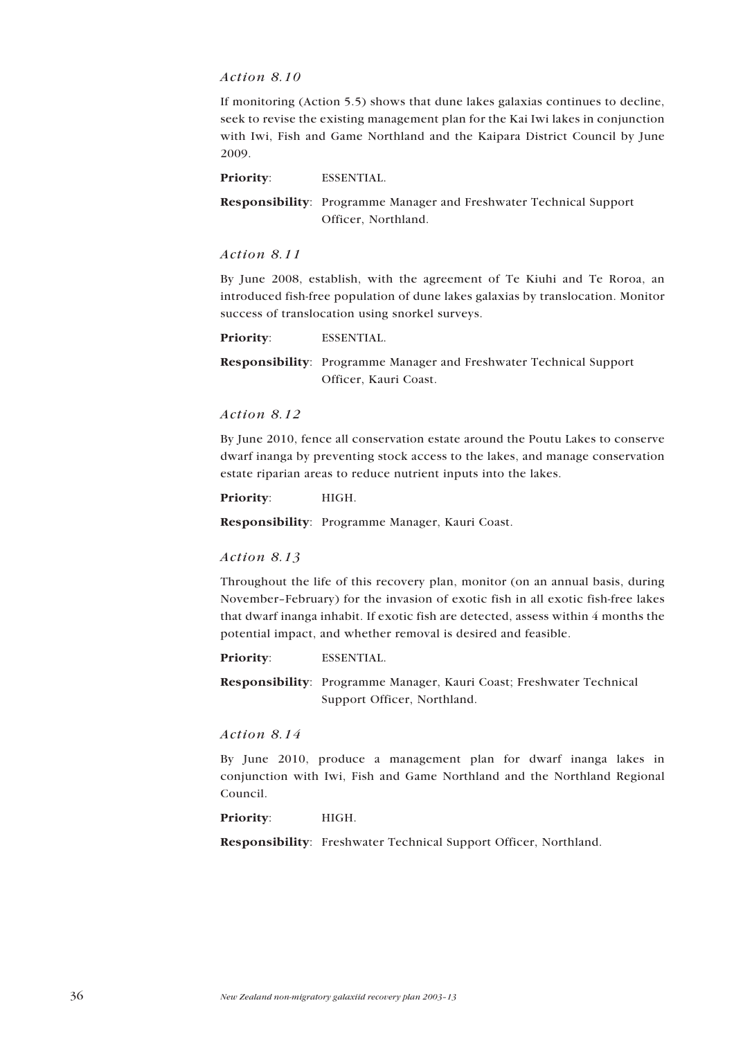*Action 8.10*

If monitoring (Action 5.5) shows that dune lakes galaxias continues to decline, seek to revise the existing management plan for the Kai Iwi lakes in conjunction with Iwi, Fish and Game Northland and the Kaipara District Council by June 2009.

**Priority**: ESSENTIAL.

**Responsibility**: Programme Manager and Freshwater Technical Support Officer, Northland.

*Action 8.11*

By June 2008, establish, with the agreement of Te Kiuhi and Te Roroa, an introduced fish-free population of dune lakes galaxias by translocation. Monitor success of translocation using snorkel surveys.

**Priority**: ESSENTIAL.

**Responsibility**: Programme Manager and Freshwater Technical Support Officer, Kauri Coast.

*Action 8.12*

By June 2010, fence all conservation estate around the Poutu Lakes to conserve dwarf inanga by preventing stock access to the lakes, and manage conservation estate riparian areas to reduce nutrient inputs into the lakes.

**Priority**: HIGH.

**Responsibility**: Programme Manager, Kauri Coast.

*Action 8.13*

Throughout the life of this recovery plan, monitor (on an annual basis, during November–February) for the invasion of exotic fish in all exotic fish-free lakes that dwarf inanga inhabit. If exotic fish are detected, assess within 4 months the potential impact, and whether removal is desired and feasible.

**Priority**: ESSENTIAL.

**Responsibility**: Programme Manager, Kauri Coast; Freshwater Technical Support Officer, Northland.

*Action 8.14*

By June 2010, produce a management plan for dwarf inanga lakes in conjunction with Iwi, Fish and Game Northland and the Northland Regional Council.

**Priority**: HIGH.

**Responsibility**: Freshwater Technical Support Officer, Northland.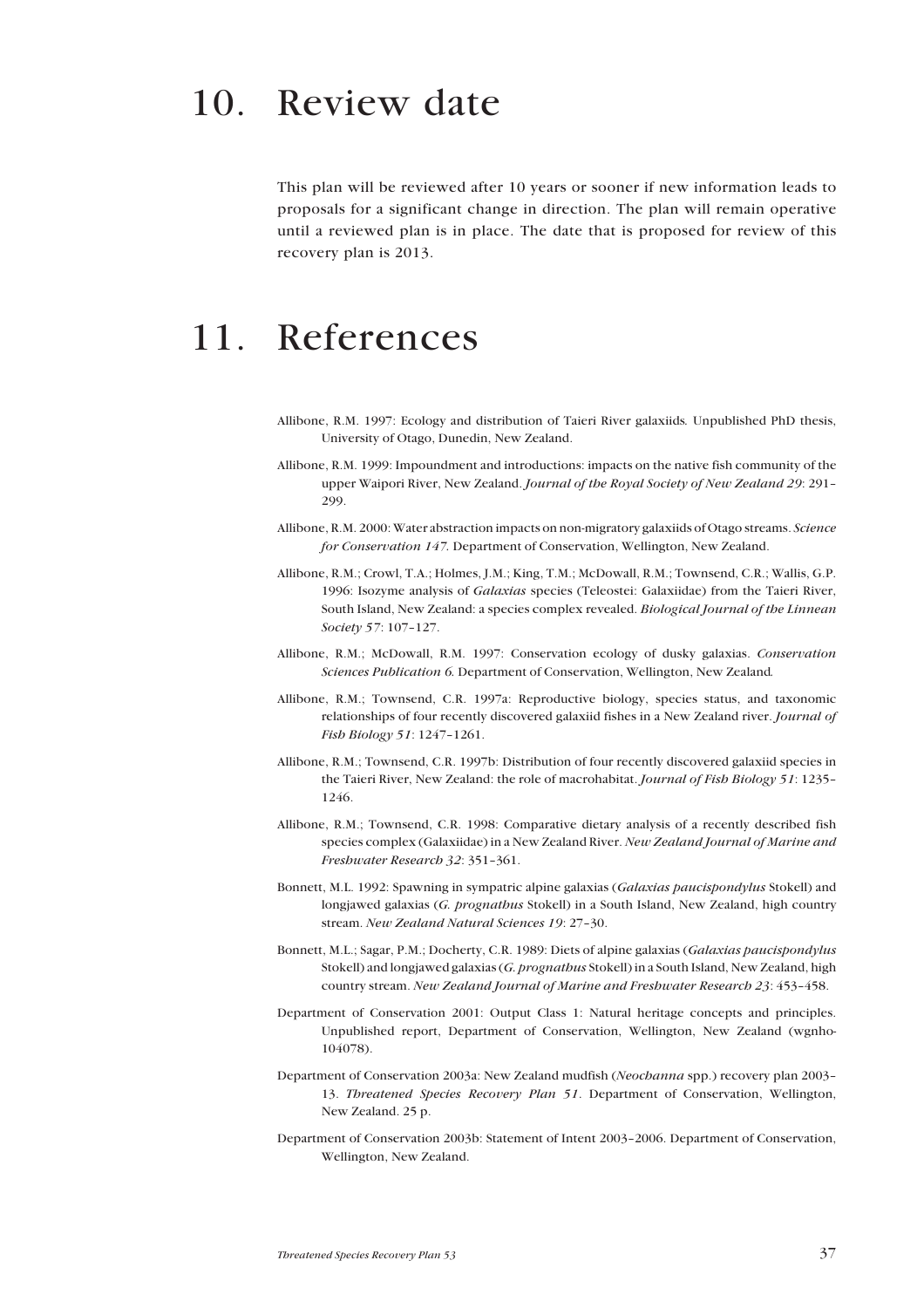# 10. Review date

This plan will be reviewed after 10 years or sooner if new information leads to proposals for a significant change in direction. The plan will remain operative until a reviewed plan is in place. The date that is proposed for review of this recovery plan is 2013.

# 11. References

Allibone, R.M. 1997: Ecology and distribution of Taieri River galaxiids. Unpublished PhD thesis, University of Otago, Dunedin, New Zealand.

Allibone, R.M. 1999: Impoundment and introductions: impacts on the native fish community of the upper Waipori River, New Zealand. *Journal of the Royal Society of New Zealand 29*: 291–299.

Allibone, R.M. 2000: Water abstraction impacts on non-migratory galaxiids of Otago streams. *Science for Conservation 147.* Department of Conservation, Wellington, New Zealand.

Allibone, R.M.; Crowl, T.A.; Holmes, J.M.; King, T.M.; McDowall, R.M.; Townsend, C.R.; Wallis, G.P. 1996: Isozyme analysis of *Galaxias* species (Teleostei: Galaxiidae) from the Taieri River, South Island, New Zealand: a species complex revealed. *Biological Journal of the Linnean Society 57*: 107–127.

Allibone, R.M.; McDowall, R.M. 1997: Conservation ecology of dusky galaxias. *Conservation Sciences Publication 6.* Department of Conservation, Wellington, New Zealand.

Allibone, R.M.; Townsend, C.R. 1997a: Reproductive biology, species status, and taxonomic relationships of four recently discovered galaxiid fishes in a New Zealand river. *Journal of Fish Biology 51*: 1247–1261.

Allibone, R.M.; Townsend, C.R. 1997b: Distribution of four recently discovered galaxiid species in the Taieri River, New Zealand: the role of macrohabitat. *Journal of Fish Biology 51*: 1235–1246.

Allibone, R.M.; Townsend, C.R. 1998: Comparative dietary analysis of a recently described fish species complex (Galaxiidae) in a New Zealand River. *New Zealand Journal of Marine and Freshwater Research 32*: 351–361.

Bonnett, M.L. 1992: Spawning in sympatric alpine galaxias (*Galaxias paucispondylus* Stokell) and longjawed galaxias (*G. prognathus* Stokell) in a South Island, New Zealand, high country stream. *New Zealand Natural Sciences 19*: 27–30.

Bonnett, M.L.; Sagar, P.M.; Docherty, C.R. 1989: Diets of alpine galaxias (*Galaxias paucispondylus* Stokell) and longjawed galaxias (*G. prognathus* Stokell) in a South Island, New Zealand, high country stream. *New Zealand Journal of Marine and Freshwater Research 23*: 453–458.

Department of Conservation 2001: Output Class 1: Natural heritage concepts and principles. Unpublished report, Department of Conservation, Wellington, New Zealand (wgnho-104078).

Department of Conservation 2003a: New Zealand mudfish (*Neochanna* spp.) recovery plan 2003–13. *Threatened Species Recovery Plan 51*. Department of Conservation, Wellington, New Zealand. 25 p.

Department of Conservation 2003b: Statement of Intent 2003–2006. Department of Conservation, Wellington, New Zealand.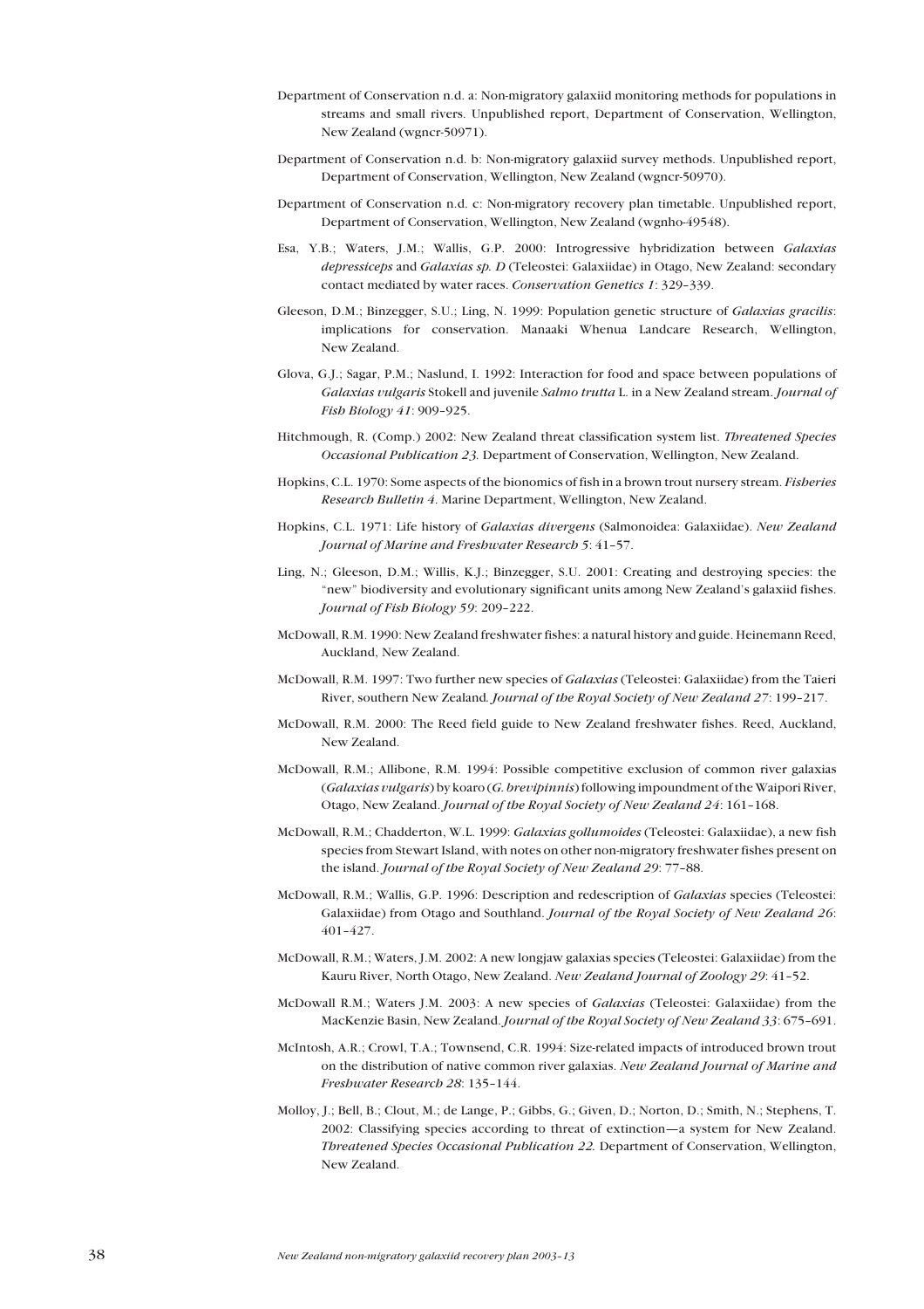Department of Conservation n.d. a: Non-migratory galaxiid monitoring methods for populations in streams and small rivers. Unpublished report, Department of Conservation, Wellington, New Zealand (wgncr-50971).

Department of Conservation n.d. b: Non-migratory galaxiid survey methods. Unpublished report, Department of Conservation, Wellington, New Zealand (wgncr-50970).

Department of Conservation n.d. c: Non-migratory recovery plan timetable. Unpublished report, Department of Conservation, Wellington, New Zealand (wgnho-49548).

Esa, Y.B.; Waters, J.M.; Wallis, G.P. 2000: Introgressive hybridization between *Galaxias depressiceps* and *Galaxias sp. D* (Teleostei: Galaxiidae) in Otago, New Zealand: secondary contact mediated by water races. *Conservation Genetics 1*: 329–339.

Gleeson, D.M.; Binzegger, S.U.; Ling, N. 1999: Population genetic structure of *Galaxias gracilis*: implications for conservation. Manaaki Whenua Landcare Research, Wellington, New Zealand.

Glova, G.J.; Sagar, P.M.; Naslund, I. 1992: Interaction for food and space between populations of *Galaxias vulgaris* Stokell and juvenile *Salmo trutta* L. in a New Zealand stream. *Journal of Fish Biology 41*: 909–925.

Hitchmough, R. (Comp.) 2002: New Zealand threat classification system list. *Threatened Species Occasional Publication 23*. Department of Conservation, Wellington, New Zealand.

Hopkins, C.L. 1970: Some aspects of the bionomics of fish in a brown trout nursery stream. *Fisheries Research Bulletin 4*. Marine Department, Wellington, New Zealand.

Hopkins, C.L. 1971: Life history of *Galaxias divergens* (Salmonoidea: Galaxiidae). *New Zealand Journal of Marine and Freshwater Research 5*: 41–57.

Ling, N.; Gleeson, D.M.; Willis, K.J.; Binzegger, S.U. 2001: Creating and destroying species: the "new" biodiversity and evolutionary significant units among New Zealand's galaxiid fishes. *Journal of Fish Biology 59*: 209–222.

McDowall, R.M. 1990: New Zealand freshwater fishes: a natural history and guide. Heinemann Reed, Auckland, New Zealand.

McDowall, R.M. 1997: Two further new species of *Galaxias* (Teleostei: Galaxiidae) from the Taieri River, southern New Zealand. *Journal of the Royal Society of New Zealand 27*: 199–217.

McDowall, R.M. 2000: The Reed field guide to New Zealand freshwater fishes. Reed, Auckland, New Zealand.

McDowall, R.M.; Allibone, R.M. 1994: Possible competitive exclusion of common river galaxias (*Galaxias vulgaris*) by koaro (*G. brevipinnis*) following impoundment of the Waipori River, Otago, New Zealand. *Journal of the Royal Society of New Zealand 24*: 161–168.

McDowall, R.M.; Chadderton, W.L. 1999: *Galaxias gollumoides* (Teleostei: Galaxiidae), a new fish species from Stewart Island, with notes on other non-migratory freshwater fishes present on the island. *Journal of the Royal Society of New Zealand 29*: 77–88.

McDowall, R.M.; Wallis, G.P. 1996: Description and redescription of *Galaxias* species (Teleostei: Galaxiidae) from Otago and Southland. *Journal of the Royal Society of New Zealand 26*: 401–427.

McDowall, R.M.; Waters, J.M. 2002: A new longjaw galaxias species (Teleostei: Galaxiidae) from the Kauru River, North Otago, New Zealand. *New Zealand Journal of Zoology 29*: 41–52.

McDowall R.M.; Waters J.M. 2003: A new species of *Galaxias* (Teleostei: Galaxiidae) from the MacKenzie Basin, New Zealand. *Journal of the Royal Society of New Zealand 33*: 675–691.

McIntosh, A.R.; Crowl, T.A.; Townsend, C.R. 1994: Size-related impacts of introduced brown trout on the distribution of native common river galaxias. *New Zealand Journal of Marine and Freshwater Research 28*: 135–144.

Molloy, J.; Bell, B.; Clout, M.; de Lange, P.; Gibbs, G.; Given, D.; Norton, D.; Smith, N.; Stephens, T. 2002: Classifying species according to threat of extinction—a system for New Zealand. *Threatened Species Occasional Publication 22*. Department of Conservation, Wellington, New Zealand.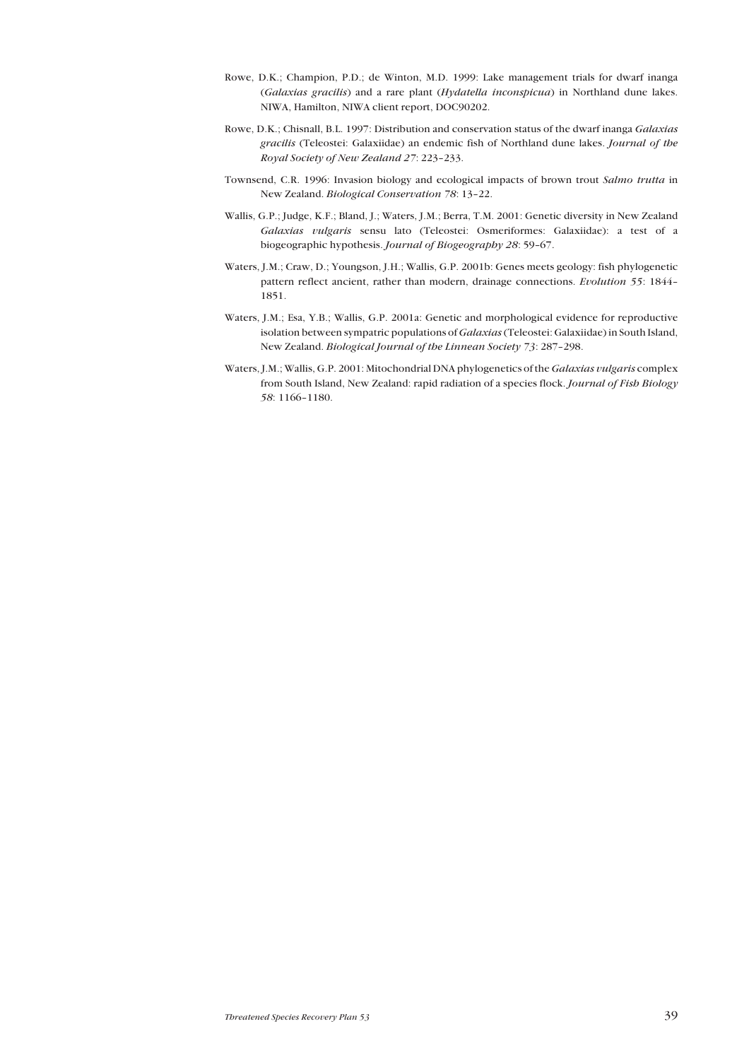Rowe, D.K.; Champion, P.D.; de Winton, M.D. 1999: Lake management trials for dwarf inanga (*Galaxias gracilis*) and a rare plant (*Hydatella inconspicua*) in Northland dune lakes. NIWA, Hamilton, NIWA client report, DOC90202.

Rowe, D.K.; Chisnall, B.L. 1997: Distribution and conservation status of the dwarf inanga *Galaxias gracilis* (Teleostei: Galaxiidae) an endemic fish of Northland dune lakes. *Journal of the Royal Society of New Zealand 27*: 223–233.

Townsend, C.R. 1996: Invasion biology and ecological impacts of brown trout *Salmo trutta* in New Zealand. *Biological Conservation 78*: 13–22.

Wallis, G.P.; Judge, K.F.; Bland, J.; Waters, J.M.; Berra, T.M. 2001: Genetic diversity in New Zealand *Galaxias vulgaris* sensu lato (Teleostei: Osmeriformes: Galaxiidae): a test of a biogeographic hypothesis. *Journal of Biogeography 28*: 59–67.

Waters, J.M.; Craw, D.; Youngson, J.H.; Wallis, G.P. 2001b: Genes meets geology: fish phylogenetic pattern reflect ancient, rather than modern, drainage connections. *Evolution 55*: 1844–1851.

Waters, J.M.; Esa, Y.B.; Wallis, G.P. 2001a: Genetic and morphological evidence for reproductive isolation between sympatric populations of *Galaxias* (Teleostei: Galaxiidae) in South Island, New Zealand. *Biological Journal of the Linnean Society 73*: 287–298.

Waters, J.M.; Wallis, G.P. 2001: Mitochondrial DNA phylogenetics of the *Galaxias vulgaris* complex from South Island, New Zealand: rapid radiation of a species flock. *Journal of Fish Biology 58*: 1166–1180.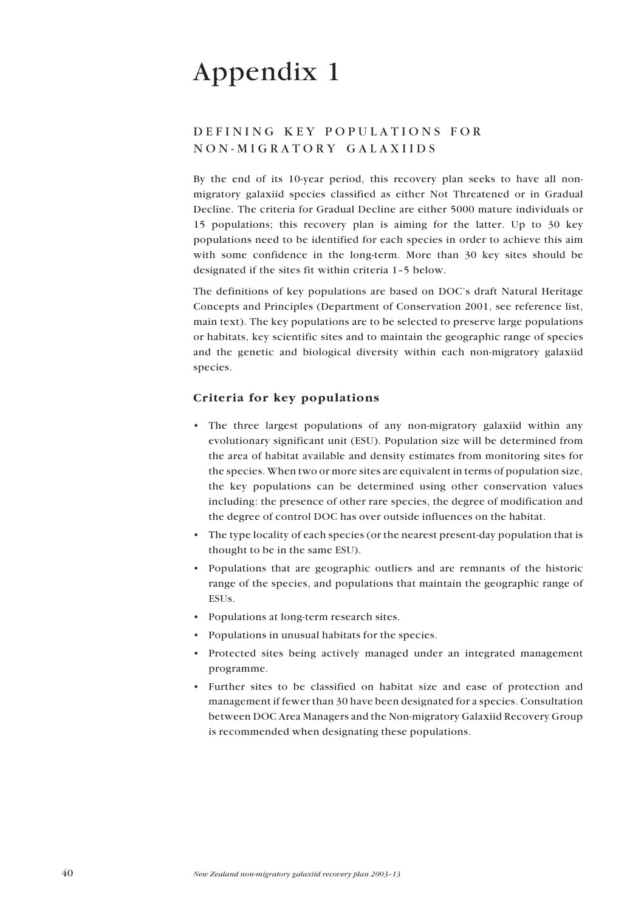# Appendix 1

## DEFINING KEY POPULATIONS FOR NON-MIGRATORY GALAXIIDS

By the end of its 10-year period, this recovery plan seeks to have all non-migratory galaxiid species classified as either Not Threatened or in Gradual Decline. The criteria for Gradual Decline are either 5000 mature individuals or 15 populations; this recovery plan is aiming for the latter. Up to 30 key populations need to be identified for each species in order to achieve this aim with some confidence in the long-term. More than 30 key sites should be designated if the sites fit within criteria 1–5 below.

The definitions of key populations are based on DOC's draft Natural Heritage Concepts and Principles (Department of Conservation 2001, see reference list, main text). The key populations are to be selected to preserve large populations or habitats, key scientific sites and to maintain the geographic range of species and the genetic and biological diversity within each non-migratory galaxiid species.

### Criteria for key populations

- The three largest populations of any non-migratory galaxiid within any evolutionary significant unit (ESU). Population size will be determined from the area of habitat available and density estimates from monitoring sites for the species. When two or more sites are equivalent in terms of population size, the key populations can be determined using other conservation values including: the presence of other rare species, the degree of modification and the degree of control DOC has over outside influences on the habitat.
- The type locality of each species (or the nearest present-day population that is thought to be in the same ESU).
- Populations that are geographic outliers and are remnants of the historic range of the species, and populations that maintain the geographic range of ESUs.
- Populations at long-term research sites.
- Populations in unusual habitats for the species.
- Protected sites being actively managed under an integrated management programme.
- Further sites to be classified on habitat size and ease of protection and management if fewer than 30 have been designated for a species. Consultation between DOC Area Managers and the Non-migratory Galaxiid Recovery Group is recommended when designating these populations.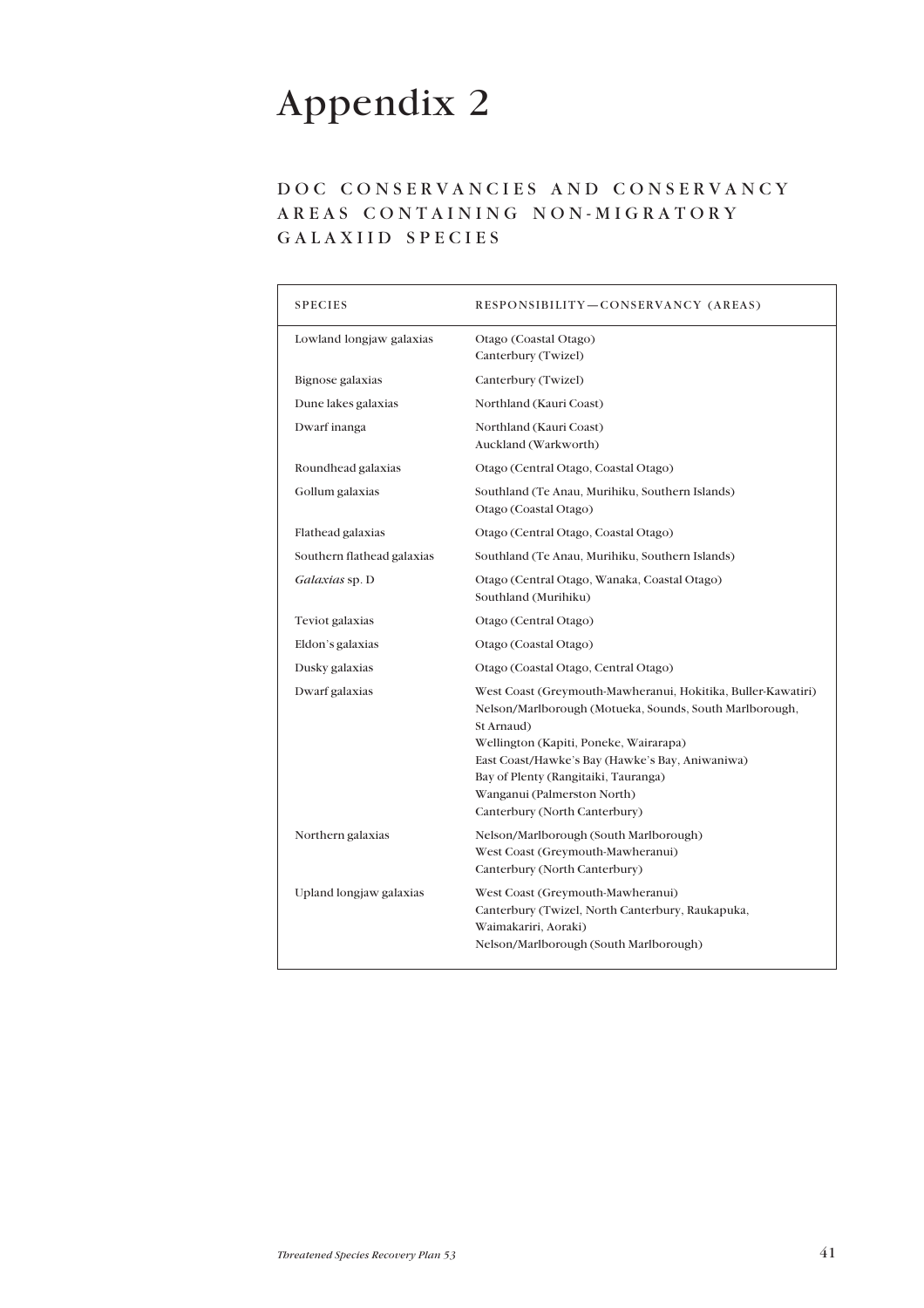# Appendix 2

## DOC CONSERVANCIES AND CONSERVANCY AREAS CONTAINING NON-MIGRATORY GALAXIID SPECIES

| SPECIES | RESPONSIBILITY—CONSERVANCY (AREAS) |
|---|---|
| Lowland longjaw galaxias | Otago (Coastal Otago)<br>Canterbury (Twizel) |
| Bignose galaxias | Canterbury (Twizel) |
| Dune lakes galaxias | Northland (Kauri Coast) |
| Dwarf inanga | Northland (Kauri Coast)<br>Auckland (Warkworth) |
| Roundhead galaxias | Otago (Central Otago, Coastal Otago) |
| Gollum galaxias | Southland (Te Anau, Murihiku, Southern Islands)<br>Otago (Coastal Otago) |
| Flathead galaxias | Otago (Central Otago, Coastal Otago) |
| Southern flathead galaxias | Southland (Te Anau, Murihiku, Southern Islands) |
| *Galaxias* sp. D | Otago (Central Otago, Wanaka, Coastal Otago)<br>Southland (Murihiku) |
| Teviot galaxias | Otago (Central Otago) |
| Eldon's galaxias | Otago (Coastal Otago) |
| Dusky galaxias | Otago (Coastal Otago, Central Otago) |
| Dwarf galaxias | West Coast (Greymouth-Mawheranui, Hokitika, Buller-Kawatiri)<br>Nelson/Marlborough (Motueka, Sounds, South Marlborough, St Arnaud)<br>Wellington (Kapiti, Poneke, Wairarapa)<br>East Coast/Hawke's Bay (Hawke's Bay, Aniwaniwa)<br>Bay of Plenty (Rangitaiki, Tauranga)<br>Wanganui (Palmerston North)<br>Canterbury (North Canterbury) |
| Northern galaxias | Nelson/Marlborough (South Marlborough)<br>West Coast (Greymouth-Mawheranui)<br>Canterbury (North Canterbury) |
| Upland longjaw galaxias | West Coast (Greymouth-Mawheranui)<br>Canterbury (Twizel, North Canterbury, Raukapuka, Waimakariri, Aoraki)<br>Nelson/Marlborough (South Marlborough) |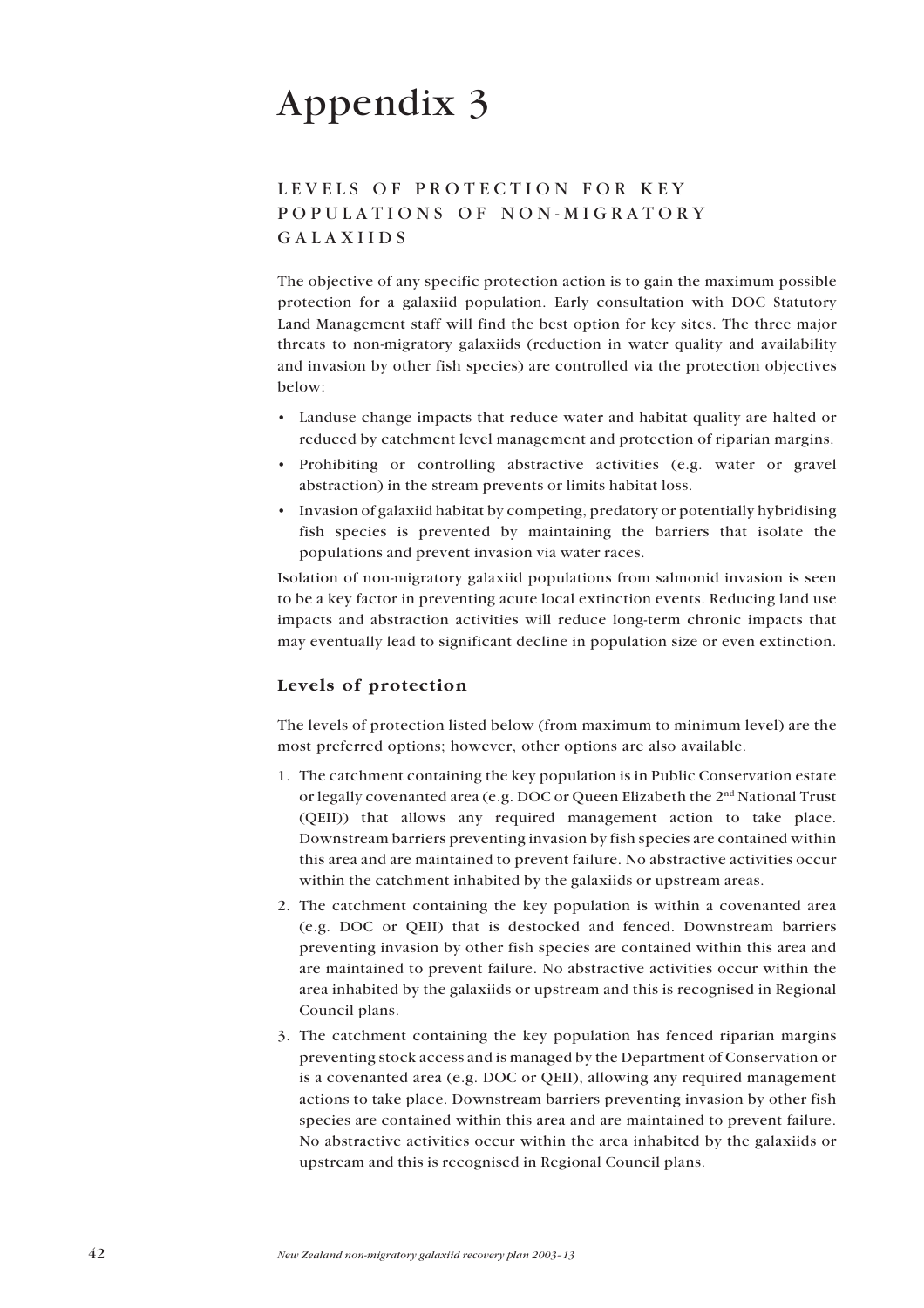# Appendix 3

## LEVELS OF PROTECTION FOR KEY POPULATIONS OF NON-MIGRATORY GALAXIIDS

The objective of any specific protection action is to gain the maximum possible protection for a galaxiid population. Early consultation with DOC Statutory Land Management staff will find the best option for key sites. The three major threats to non-migratory galaxiids (reduction in water quality and availability and invasion by other fish species) are controlled via the protection objectives below:

- Landuse change impacts that reduce water and habitat quality are halted or reduced by catchment level management and protection of riparian margins.
- Prohibiting or controlling abstractive activities (e.g. water or gravel abstraction) in the stream prevents or limits habitat loss.
- Invasion of galaxiid habitat by competing, predatory or potentially hybridising fish species is prevented by maintaining the barriers that isolate the populations and prevent invasion via water races.

Isolation of non-migratory galaxiid populations from salmonid invasion is seen to be a key factor in preventing acute local extinction events. Reducing land use impacts and abstraction activities will reduce long-term chronic impacts that may eventually lead to significant decline in population size or even extinction.

### Levels of protection

The levels of protection listed below (from maximum to minimum level) are the most preferred options; however, other options are also available.

1. The catchment containing the key population is in Public Conservation estate or legally covenanted area (e.g. DOC or Queen Elizabeth the 2nd National Trust (QEII)) that allows any required management action to take place. Downstream barriers preventing invasion by fish species are contained within this area and are maintained to prevent failure. No abstractive activities occur within the catchment inhabited by the galaxiids or upstream areas.
2. The catchment containing the key population is within a covenanted area (e.g. DOC or QEII) that is destocked and fenced. Downstream barriers preventing invasion by other fish species are contained within this area and are maintained to prevent failure. No abstractive activities occur within the area inhabited by the galaxiids or upstream and this is recognised in Regional Council plans.
3. The catchment containing the key population has fenced riparian margins preventing stock access and is managed by the Department of Conservation or is a covenanted area (e.g. DOC or QEII), allowing any required management actions to take place. Downstream barriers preventing invasion by other fish species are contained within this area and are maintained to prevent failure. No abstractive activities occur within the area inhabited by the galaxiids or upstream and this is recognised in Regional Council plans.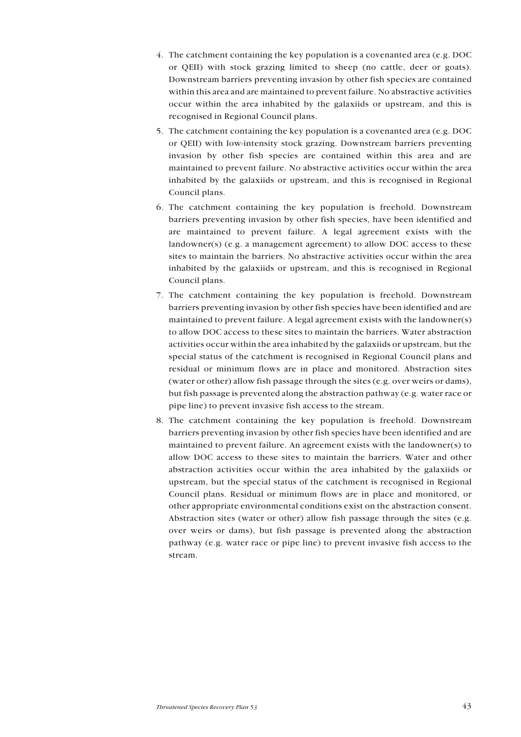4. The catchment containing the key population is a covenanted area (e.g. DOC or QEII) with stock grazing limited to sheep (no cattle, deer or goats). Downstream barriers preventing invasion by other fish species are contained within this area and are maintained to prevent failure. No abstractive activities occur within the area inhabited by the galaxiids or upstream, and this is recognised in Regional Council plans.
5. The catchment containing the key population is a covenanted area (e.g. DOC or QEII) with low-intensity stock grazing. Downstream barriers preventing invasion by other fish species are contained within this area and are maintained to prevent failure. No abstractive activities occur within the area inhabited by the galaxiids or upstream, and this is recognised in Regional Council plans.
6. The catchment containing the key population is freehold. Downstream barriers preventing invasion by other fish species, have been identified and are maintained to prevent failure. A legal agreement exists with the landowner(s) (e.g. a management agreement) to allow DOC access to these sites to maintain the barriers. No abstractive activities occur within the area inhabited by the galaxiids or upstream, and this is recognised in Regional Council plans.
7. The catchment containing the key population is freehold. Downstream barriers preventing invasion by other fish species have been identified and are maintained to prevent failure. A legal agreement exists with the landowner(s) to allow DOC access to these sites to maintain the barriers. Water abstraction activities occur within the area inhabited by the galaxiids or upstream, but the special status of the catchment is recognised in Regional Council plans and residual or minimum flows are in place and monitored. Abstraction sites (water or other) allow fish passage through the sites (e.g. over weirs or dams), but fish passage is prevented along the abstraction pathway (e.g. water race or pipe line) to prevent invasive fish access to the stream.
8. The catchment containing the key population is freehold. Downstream barriers preventing invasion by other fish species have been identified and are maintained to prevent failure. An agreement exists with the landowner(s) to allow DOC access to these sites to maintain the barriers. Water and other abstraction activities occur within the area inhabited by the galaxiids or upstream, but the special status of the catchment is recognised in Regional Council plans. Residual or minimum flows are in place and monitored, or other appropriate environmental conditions exist on the abstraction consent. Abstraction sites (water or other) allow fish passage through the sites (e.g. over weirs or dams), but fish passage is prevented along the abstraction pathway (e.g. water race or pipe line) to prevent invasive fish access to the stream.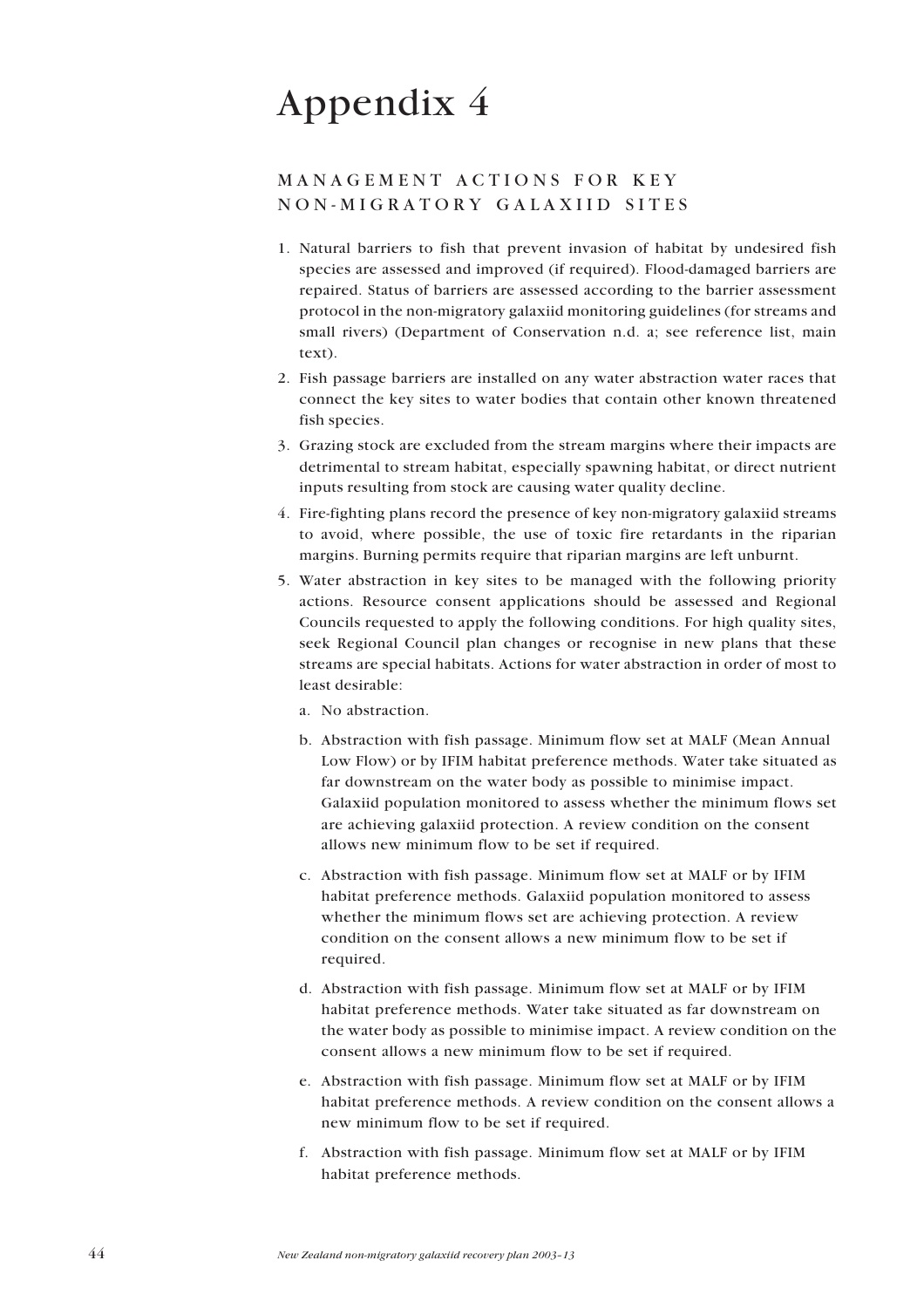# Appendix 4

## MANAGEMENT ACTIONS FOR KEY NON-MIGRATORY GALAXIID SITES

1. Natural barriers to fish that prevent invasion of habitat by undesired fish species are assessed and improved (if required). Flood-damaged barriers are repaired. Status of barriers are assessed according to the barrier assessment protocol in the non-migratory galaxiid monitoring guidelines (for streams and small rivers) (Department of Conservation n.d. a; see reference list, main text).
2. Fish passage barriers are installed on any water abstraction water races that connect the key sites to water bodies that contain other known threatened fish species.
3. Grazing stock are excluded from the stream margins where their impacts are detrimental to stream habitat, especially spawning habitat, or direct nutrient inputs resulting from stock are causing water quality decline.
4. Fire-fighting plans record the presence of key non-migratory galaxiid streams to avoid, where possible, the use of toxic fire retardants in the riparian margins. Burning permits require that riparian margins are left unburnt.
5. Water abstraction in key sites to be managed with the following priority actions. Resource consent applications should be assessed and Regional Councils requested to apply the following conditions. For high quality sites, seek Regional Council plan changes or recognise in new plans that these streams are special habitats. Actions for water abstraction in order of most to least desirable:
   a. No abstraction.
   b. Abstraction with fish passage. Minimum flow set at MALF (Mean Annual Low Flow) or by IFIM habitat preference methods. Water take situated as far downstream on the water body as possible to minimise impact. Galaxiid population monitored to assess whether the minimum flows set are achieving galaxiid protection. A review condition on the consent allows new minimum flow to be set if required.
   c. Abstraction with fish passage. Minimum flow set at MALF or by IFIM habitat preference methods. Galaxiid population monitored to assess whether the minimum flows set are achieving protection. A review condition on the consent allows a new minimum flow to be set if required.
   d. Abstraction with fish passage. Minimum flow set at MALF or by IFIM habitat preference methods. Water take situated as far downstream on the water body as possible to minimise impact. A review condition on the consent allows a new minimum flow to be set if required.
   e. Abstraction with fish passage. Minimum flow set at MALF or by IFIM habitat preference methods. A review condition on the consent allows a new minimum flow to be set if required.
   f. Abstraction with fish passage. Minimum flow set at MALF or by IFIM habitat preference methods.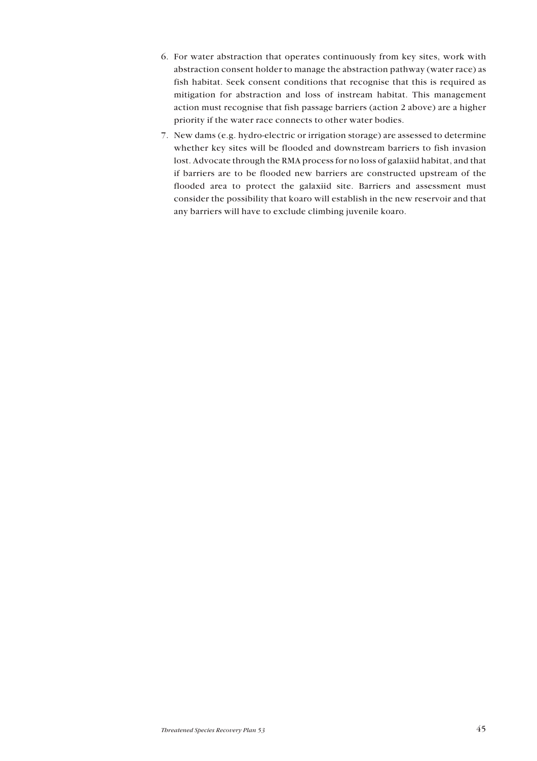6. For water abstraction that operates continuously from key sites, work with abstraction consent holder to manage the abstraction pathway (water race) as fish habitat. Seek consent conditions that recognise that this is required as mitigation for abstraction and loss of instream habitat. This management action must recognise that fish passage barriers (action 2 above) are a higher priority if the water race connects to other water bodies.
7. New dams (e.g. hydro-electric or irrigation storage) are assessed to determine whether key sites will be flooded and downstream barriers to fish invasion lost. Advocate through the RMA process for no loss of galaxiid habitat, and that if barriers are to be flooded new barriers are constructed upstream of the flooded area to protect the galaxiid site. Barriers and assessment must consider the possibility that koaro will establish in the new reservoir and that any barriers will have to exclude climbing juvenile koaro.